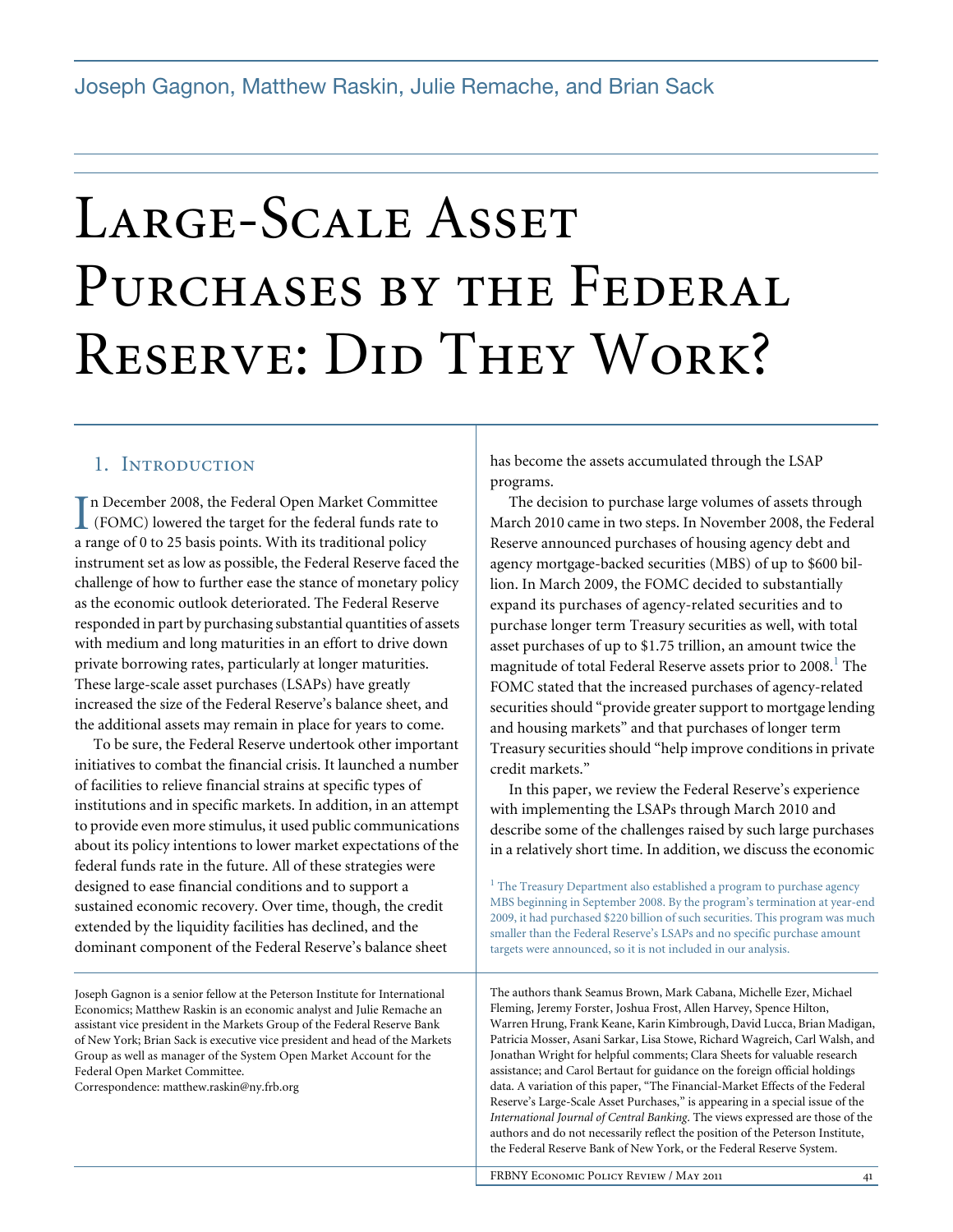Joseph Gagnon, Matthew Raskin, Julie Remache, and Brian Sack

# Large-Scale Asset Purchases by the Federal Reserve: Did They Work?

## 1. Introduction

In December 2008, the Federal Open Market Committee (FOMC) lowered the target for the federal funds rate to a range of 0 to 25 basis points. With its traditional policy instrument set as low as possible, the Federal Reserve faced the challenge of how to further ease the stance of monetary policy as the economic outlook deteriorated. The Federal Reserve responded in part by purchasing substantial quantities of assets with medium and long maturities in an effort to drive down private borrowing rates, particularly at longer maturities. These large-scale asset purchases (LSAPs) have greatly increased the size of the Federal Reserve's balance sheet, and the additional assets may remain in place for years to come.

To be sure, the Federal Reserve undertook other important initiatives to combat the financial crisis. It launched a number of facilities to relieve financial strains at specific types of institutions and in specific markets. In addition, in an attempt to provide even more stimulus, it used public communications about its policy intentions to lower market expectations of the federal funds rate in the future. All of these strategies were designed to ease financial conditions and to support a sustained economic recovery. Over time, though, the credit extended by the liquidity facilities has declined, and the dominant component of the Federal Reserve's balance sheet has become the assets accumulated through the LSAP programs.

The decision to purchase large volumes of assets through March 2010 came in two steps. In November 2008, the Federal Reserve announced purchases of housing agency debt and agency mortgage-backed securities (MBS) of up to $600 billion. In March 2009, the FOMC decided to substantially expand its purchases of agency-related securities and to purchase longer term Treasury securities as well, with total asset purchases of up to $1.75 trillion, an amount twice the magnitude of total Federal Reserve assets prior to 2008.[1] The FOMC stated that the increased purchases of agency-related securities should "provide greater support to mortgage lending and housing markets" and that purchases of longer term Treasury securities should "help improve conditions in private credit markets."

In this paper, we review the Federal Reserve's experience with implementing the LSAPs through March 2010 and describe some of the challenges raised by such large purchases in a relatively short time. In addition, we discuss the economic

[1] The Treasury Department also established a program to purchase agency MBS beginning in September 2008. By the program's termination at year-end 2009, it had purchased $220 billion of such securities. This program was much smaller than the Federal Reserve's LSAPs and no specific purchase amount targets were announced, so it is not included in our analysis.

Joseph Gagnon is a senior fellow at the Peterson Institute for International Economics; Matthew Raskin is an economic analyst and Julie Remache an assistant vice president in the Markets Group of the Federal Reserve Bank of New York; Brian Sack is executive vice president and head of the Markets Group as well as manager of the System Open Market Account for the Federal Open Market Committee.
Correspondence: matthew.raskin@ny.frb.org

The authors thank Seamus Brown, Mark Cabana, Michelle Ezer, Michael Fleming, Jeremy Forster, Joshua Frost, Allen Harvey, Spence Hilton, Warren Hrung, Frank Keane, Karin Kimbrough, David Lucca, Brian Madigan, Patricia Mosser, Asani Sarkar, Lisa Stowe, Richard Wagreich, Carl Walsh, and Jonathan Wright for helpful comments; Clara Sheets for valuable research assistance; and Carol Bertaut for guidance on the foreign official holdings data. A variation of this paper, "The Financial-Market Effects of the Federal Reserve's Large-Scale Asset Purchases," is appearing in a special issue of the *International Journal of Central Banking*. The views expressed are those of the authors and do not necessarily reflect the position of the Peterson Institute, the Federal Reserve Bank of New York, or the Federal Reserve System.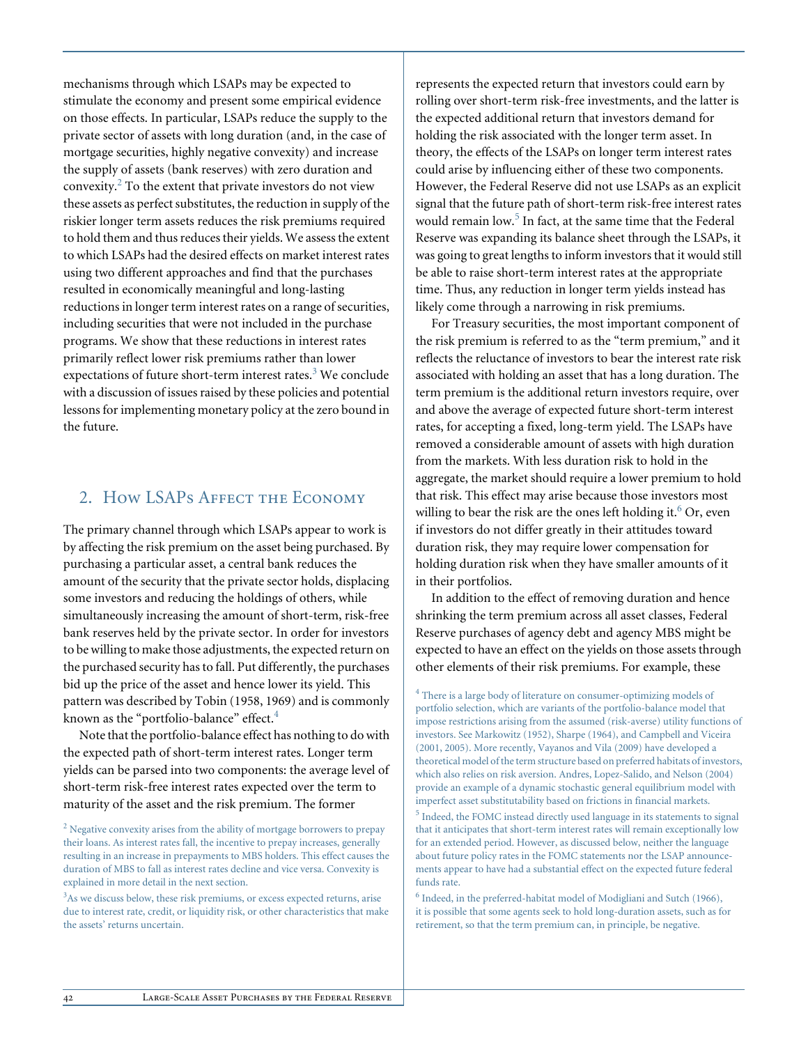mechanisms through which LSAPs may be expected to stimulate the economy and present some empirical evidence on those effects. In particular, LSAPs reduce the supply to the private sector of assets with long duration (and, in the case of mortgage securities, highly negative convexity) and increase the supply of assets (bank reserves) with zero duration and convexity.[2] To the extent that private investors do not view these assets as perfect substitutes, the reduction in supply of the riskier longer term assets reduces the risk premiums required to hold them and thus reduces their yields. We assess the extent to which LSAPs had the desired effects on market interest rates using two different approaches and find that the purchases resulted in economically meaningful and long-lasting reductions in longer term interest rates on a range of securities, including securities that were not included in the purchase programs. We show that these reductions in interest rates primarily reflect lower risk premiums rather than lower expectations of future short-term interest rates.[3] We conclude with a discussion of issues raised by these policies and potential lessons for implementing monetary policy at the zero bound in the future.

## 2. How LSAPs Affect the Economy

The primary channel through which LSAPs appear to work is by affecting the risk premium on the asset being purchased. By purchasing a particular asset, a central bank reduces the amount of the security that the private sector holds, displacing some investors and reducing the holdings of others, while simultaneously increasing the amount of short-term, risk-free bank reserves held by the private sector. In order for investors to be willing to make those adjustments, the expected return on the purchased security has to fall. Put differently, the purchases bid up the price of the asset and hence lower its yield. This pattern was described by Tobin (1958, 1969) and is commonly known as the "portfolio-balance" effect.[4]

Note that the portfolio-balance effect has nothing to do with the expected path of short-term interest rates. Longer term yields can be parsed into two components: the average level of short-term risk-free interest rates expected over the term to maturity of the asset and the risk premium. The former represents the expected return that investors could earn by rolling over short-term risk-free investments, and the latter is the expected additional return that investors demand for holding the risk associated with the longer term asset. In theory, the effects of the LSAPs on longer term interest rates could arise by influencing either of these two components. However, the Federal Reserve did not use LSAPs as an explicit signal that the future path of short-term risk-free interest rates would remain low.[5] In fact, at the same time that the Federal Reserve was expanding its balance sheet through the LSAPs, it was going to great lengths to inform investors that it would still be able to raise short-term interest rates at the appropriate time. Thus, any reduction in longer term yields instead has likely come through a narrowing in risk premiums.

For Treasury securities, the most important component of the risk premium is referred to as the "term premium," and it reflects the reluctance of investors to bear the interest rate risk associated with holding an asset that has a long duration. The term premium is the additional return investors require, over and above the average of expected future short-term interest rates, for accepting a fixed, long-term yield. The LSAPs have removed a considerable amount of assets with high duration from the markets. With less duration risk to hold in the aggregate, the market should require a lower premium to hold that risk. This effect may arise because those investors most willing to bear the risk are the ones left holding it.[6] Or, even if investors do not differ greatly in their attitudes toward duration risk, they may require lower compensation for holding duration risk when they have smaller amounts of it in their portfolios.

In addition to the effect of removing duration and hence shrinking the term premium across all asset classes, Federal Reserve purchases of agency debt and agency MBS might be expected to have an effect on the yields on those assets through other elements of their risk premiums. For example, these

---

[2] Negative convexity arises from the ability of mortgage borrowers to prepay their loans. As interest rates fall, the incentive to prepay increases, generally resulting in an increase in prepayments to MBS holders. This effect causes the duration of MBS to fall as interest rates decline and vice versa. Convexity is explained in more detail in the next section.

[3] As we discuss below, these risk premiums, or excess expected returns, arise due to interest rate, credit, or liquidity risk, or other characteristics that make the assets' returns uncertain.

[4] There is a large body of literature on consumer-optimizing models of portfolio selection, which are variants of the portfolio-balance model that impose restrictions arising from the assumed (risk-averse) utility functions of investors. See Markowitz (1952), Sharpe (1964), and Campbell and Viceira (2001, 2005). More recently, Vayanos and Vila (2009) have developed a theoretical model of the term structure based on preferred habitats of investors, which also relies on risk aversion. Andres, Lopez-Salido, and Nelson (2004) provide an example of a dynamic stochastic general equilibrium model with imperfect asset substitutability based on frictions in financial markets.

[5] Indeed, the FOMC instead directly used language in its statements to signal that it anticipates that short-term interest rates will remain exceptionally low for an extended period. However, as discussed below, neither the language about future policy rates in the FOMC statements nor the LSAP announcements appear to have had a substantial effect on the expected future federal funds rate.

[6] Indeed, in the preferred-habitat model of Modigliani and Sutch (1966), it is possible that some agents seek to hold long-duration assets, such as for retirement, so that the term premium can, in principle, be negative.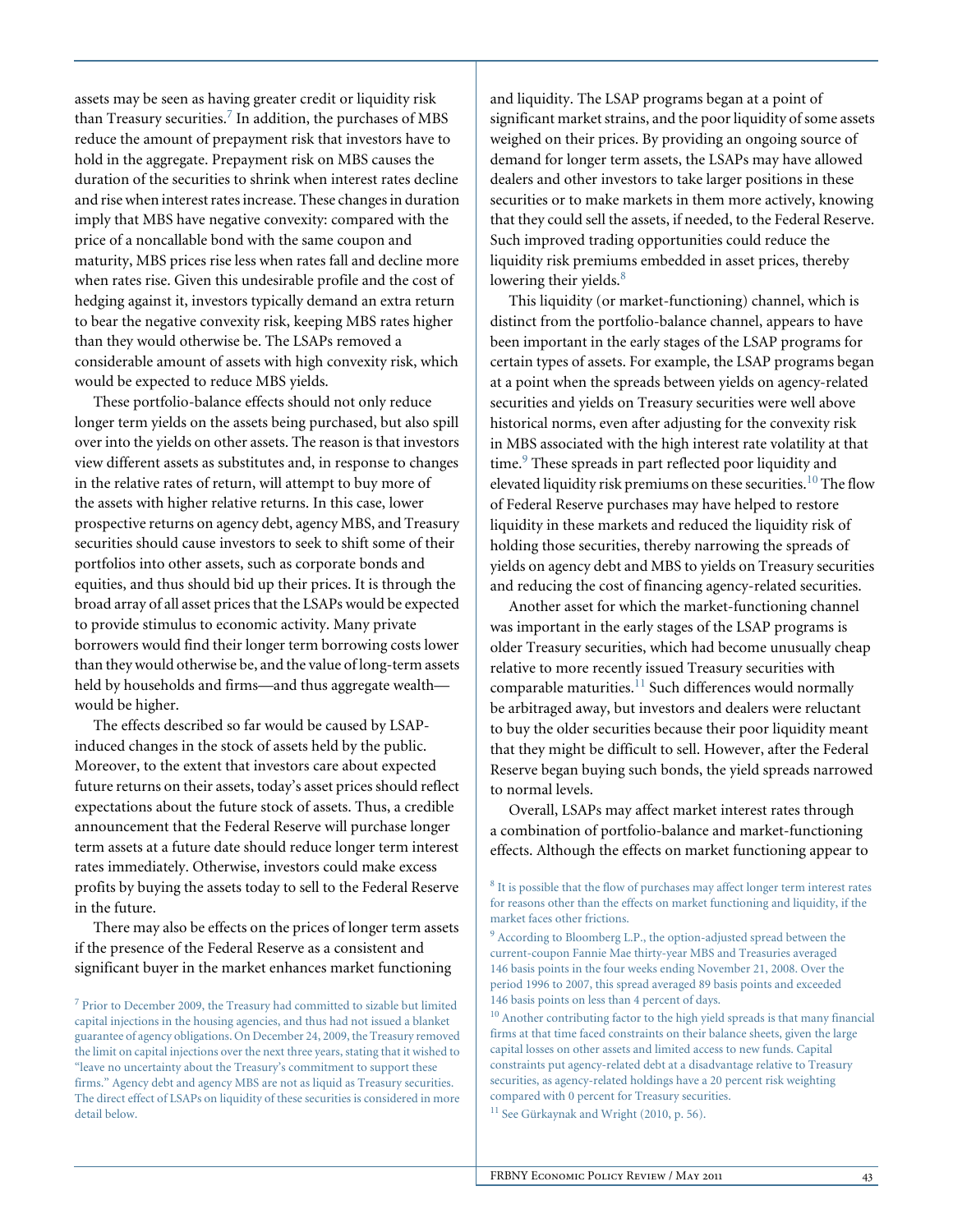assets may be seen as having greater credit or liquidity risk than Treasury securities.[7] In addition, the purchases of MBS reduce the amount of prepayment risk that investors have to hold in the aggregate. Prepayment risk on MBS causes the duration of the securities to shrink when interest rates decline and rise when interest rates increase. These changes in duration imply that MBS have negative convexity: compared with the price of a noncallable bond with the same coupon and maturity, MBS prices rise less when rates fall and decline more when rates rise. Given this undesirable profile and the cost of hedging against it, investors typically demand an extra return to bear the negative convexity risk, keeping MBS rates higher than they would otherwise be. The LSAPs removed a considerable amount of assets with high convexity risk, which would be expected to reduce MBS yields.

These portfolio-balance effects should not only reduce longer term yields on the assets being purchased, but also spill over into the yields on other assets. The reason is that investors view different assets as substitutes and, in response to changes in the relative rates of return, will attempt to buy more of the assets with higher relative returns. In this case, lower prospective returns on agency debt, agency MBS, and Treasury securities should cause investors to seek to shift some of their portfolios into other assets, such as corporate bonds and equities, and thus should bid up their prices. It is through the broad array of all asset prices that the LSAPs would be expected to provide stimulus to economic activity. Many private borrowers would find their longer term borrowing costs lower than they would otherwise be, and the value of long-term assets held by households and firms—and thus aggregate wealth—would be higher.

The effects described so far would be caused by LSAP-induced changes in the stock of assets held by the public. Moreover, to the extent that investors care about expected future returns on their assets, today's asset prices should reflect expectations about the future stock of assets. Thus, a credible announcement that the Federal Reserve will purchase longer term assets at a future date should reduce longer term interest rates immediately. Otherwise, investors could make excess profits by buying the assets today to sell to the Federal Reserve in the future.

There may also be effects on the prices of longer term assets if the presence of the Federal Reserve as a consistent and significant buyer in the market enhances market functioning and liquidity. The LSAP programs began at a point of significant market strains, and the poor liquidity of some assets weighed on their prices. By providing an ongoing source of demand for longer term assets, the LSAPs may have allowed dealers and other investors to take larger positions in these securities or to make markets in them more actively, knowing that they could sell the assets, if needed, to the Federal Reserve. Such improved trading opportunities could reduce the liquidity risk premiums embedded in asset prices, thereby lowering their yields.[8]

This liquidity (or market-functioning) channel, which is distinct from the portfolio-balance channel, appears to have been important in the early stages of the LSAP programs for certain types of assets. For example, the LSAP programs began at a point when the spreads between yields on agency-related securities and yields on Treasury securities were well above historical norms, even after adjusting for the convexity risk in MBS associated with the high interest rate volatility at that time.[9] These spreads in part reflected poor liquidity and elevated liquidity risk premiums on these securities.[10] The flow of Federal Reserve purchases may have helped to restore liquidity in these markets and reduced the liquidity risk of holding those securities, thereby narrowing the spreads of yields on agency debt and MBS to yields on Treasury securities and reducing the cost of financing agency-related securities.

Another asset for which the market-functioning channel was important in the early stages of the LSAP programs is older Treasury securities, which had become unusually cheap relative to more recently issued Treasury securities with comparable maturities.[11] Such differences would normally be arbitraged away, but investors and dealers were reluctant to buy the older securities because their poor liquidity meant that they might be difficult to sell. However, after the Federal Reserve began buying such bonds, the yield spreads narrowed to normal levels.

Overall, LSAPs may affect market interest rates through a combination of portfolio-balance and market-functioning effects. Although the effects on market functioning appear to

[7] Prior to December 2009, the Treasury had committed to sizable but limited capital injections in the housing agencies, and thus had not issued a blanket guarantee of agency obligations. On December 24, 2009, the Treasury removed the limit on capital injections over the next three years, stating that it wished to "leave no uncertainty about the Treasury's commitment to support these firms." Agency debt and agency MBS are not as liquid as Treasury securities. The direct effect of LSAPs on liquidity of these securities is considered in more detail below.

[8] It is possible that the flow of purchases may affect longer term interest rates for reasons other than the effects on market functioning and liquidity, if the market faces other frictions.

[9] According to Bloomberg L.P., the option-adjusted spread between the current-coupon Fannie Mae thirty-year MBS and Treasuries averaged 146 basis points in the four weeks ending November 21, 2008. Over the period 1996 to 2007, this spread averaged 89 basis points and exceeded 146 basis points on less than 4 percent of days.

[10] Another contributing factor to the high yield spreads is that many financial firms at that time faced constraints on their balance sheets, given the large capital losses on other assets and limited access to new funds. Capital constraints put agency-related debt at a disadvantage relative to Treasury securities, as agency-related holdings have a 20 percent risk weighting compared with 0 percent for Treasury securities.

[11] See Gürkaynak and Wright (2010, p. 56).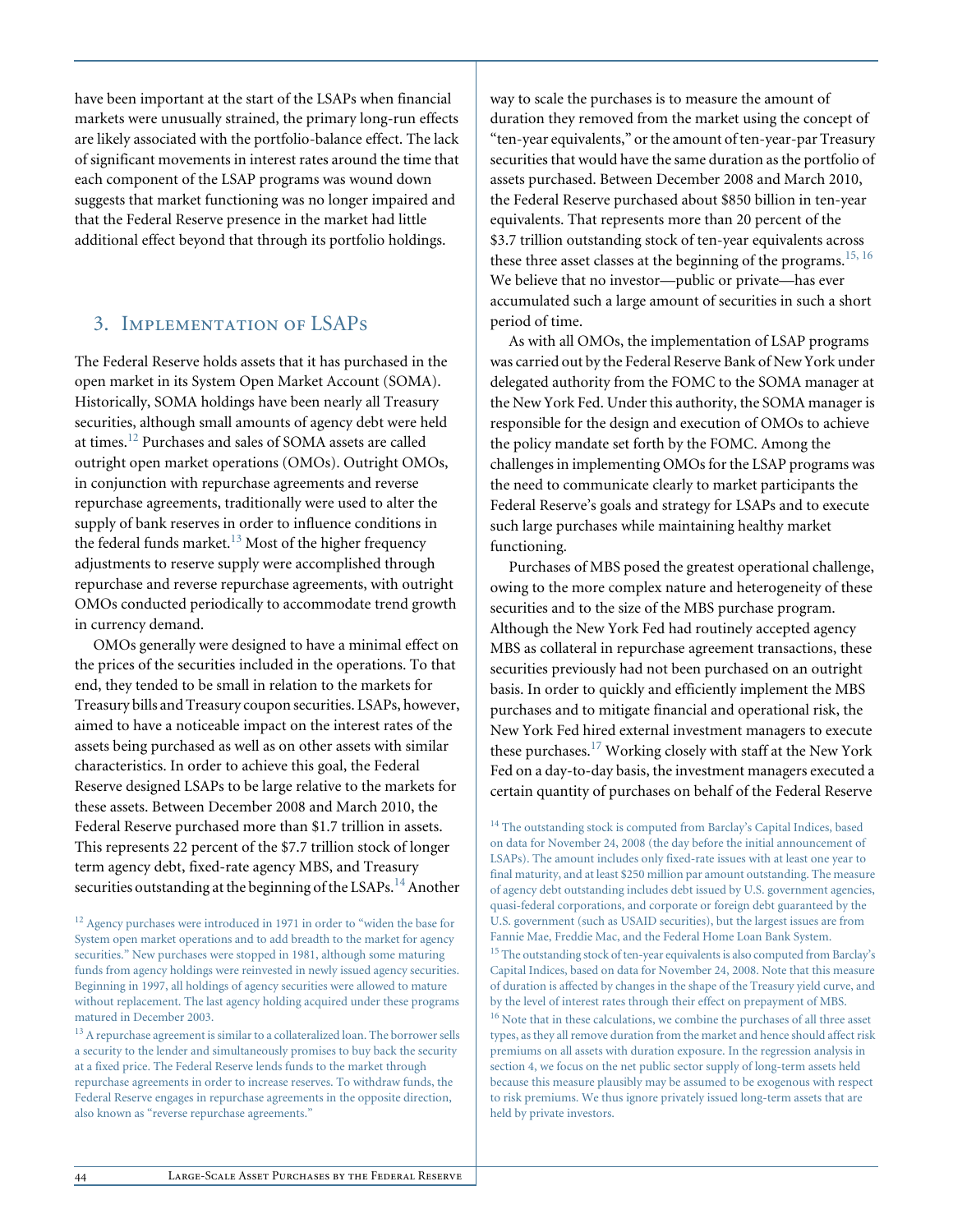have been important at the start of the LSAPs when financial markets were unusually strained, the primary long-run effects are likely associated with the portfolio-balance effect. The lack of significant movements in interest rates around the time that each component of the LSAP programs was wound down suggests that market functioning was no longer impaired and that the Federal Reserve presence in the market had little additional effect beyond that through its portfolio holdings.

## 3. Implementation of LSAPs

The Federal Reserve holds assets that it has purchased in the open market in its System Open Market Account (SOMA). Historically, SOMA holdings have been nearly all Treasury securities, although small amounts of agency debt were held at times.[12] Purchases and sales of SOMA assets are called outright open market operations (OMOs). Outright OMOs, in conjunction with repurchase agreements and reverse repurchase agreements, traditionally were used to alter the supply of bank reserves in order to influence conditions in the federal funds market.[13] Most of the higher frequency adjustments to reserve supply were accomplished through repurchase and reverse repurchase agreements, with outright OMOs conducted periodically to accommodate trend growth in currency demand.

OMOs generally were designed to have a minimal effect on the prices of the securities included in the operations. To that end, they tended to be small in relation to the markets for Treasury bills and Treasury coupon securities. LSAPs, however, aimed to have a noticeable impact on the interest rates of the assets being purchased as well as on other assets with similar characteristics. In order to achieve this goal, the Federal Reserve designed LSAPs to be large relative to the markets for these assets. Between December 2008 and March 2010, the Federal Reserve purchased more than $1.7 trillion in assets. This represents 22 percent of the $7.7 trillion stock of longer term agency debt, fixed-rate agency MBS, and Treasury securities outstanding at the beginning of the LSAPs.[14] Another way to scale the purchases is to measure the amount of duration they removed from the market using the concept of "ten-year equivalents," or the amount of ten-year-par Treasury securities that would have the same duration as the portfolio of assets purchased. Between December 2008 and March 2010, the Federal Reserve purchased about $850 billion in ten-year equivalents. That represents more than 20 percent of the $3.7 trillion outstanding stock of ten-year equivalents across these three asset classes at the beginning of the programs.[15, 16] We believe that no investor—public or private—has ever accumulated such a large amount of securities in such a short period of time.

As with all OMOs, the implementation of LSAP programs was carried out by the Federal Reserve Bank of New York under delegated authority from the FOMC to the SOMA manager at the New York Fed. Under this authority, the SOMA manager is responsible for the design and execution of OMOs to achieve the policy mandate set forth by the FOMC. Among the challenges in implementing OMOs for the LSAP programs was the need to communicate clearly to market participants the Federal Reserve's goals and strategy for LSAPs and to execute such large purchases while maintaining healthy market functioning.

Purchases of MBS posed the greatest operational challenge, owing to the more complex nature and heterogeneity of these securities and to the size of the MBS purchase program. Although the New York Fed had routinely accepted agency MBS as collateral in repurchase agreement transactions, these securities previously had not been purchased on an outright basis. In order to quickly and efficiently implement the MBS purchases and to mitigate financial and operational risk, the New York Fed hired external investment managers to execute these purchases.[17] Working closely with staff at the New York Fed on a day-to-day basis, the investment managers executed a certain quantity of purchases on behalf of the Federal Reserve

---

[12] Agency purchases were introduced in 1971 in order to "widen the base for System open market operations and to add breadth to the market for agency securities." New purchases were stopped in 1981, although some maturing funds from agency holdings were reinvested in newly issued agency securities. Beginning in 1997, all holdings of agency securities were allowed to mature without replacement. The last agency holding acquired under these programs matured in December 2003.

[13] A repurchase agreement is similar to a collateralized loan. The borrower sells a security to the lender and simultaneously promises to buy back the security at a fixed price. The Federal Reserve lends funds to the market through repurchase agreements in order to increase reserves. To withdraw funds, the Federal Reserve engages in repurchase agreements in the opposite direction, also known as "reverse repurchase agreements."

[14] The outstanding stock is computed from Barclay's Capital Indices, based on data for November 24, 2008 (the day before the initial announcement of LSAPs). The amount includes only fixed-rate issues with at least one year to final maturity, and at least $250 million par amount outstanding. The measure of agency debt outstanding includes debt issued by U.S. government agencies, quasi-federal corporations, and corporate or foreign debt guaranteed by the U.S. government (such as USAID securities), but the largest issues are from Fannie Mae, Freddie Mac, and the Federal Home Loan Bank System.

[15] The outstanding stock of ten-year equivalents is also computed from Barclay's Capital Indices, based on data for November 24, 2008. Note that this measure of duration is affected by changes in the shape of the Treasury yield curve, and by the level of interest rates through their effect on prepayment of MBS.

[16] Note that in these calculations, we combine the purchases of all three asset types, as they all remove duration from the market and hence should affect risk premiums on all assets with duration exposure. In the regression analysis in section 4, we focus on the net public sector supply of long-term assets held because this measure plausibly may be assumed to be exogenous with respect to risk premiums. We thus ignore privately issued long-term assets that are held by private investors.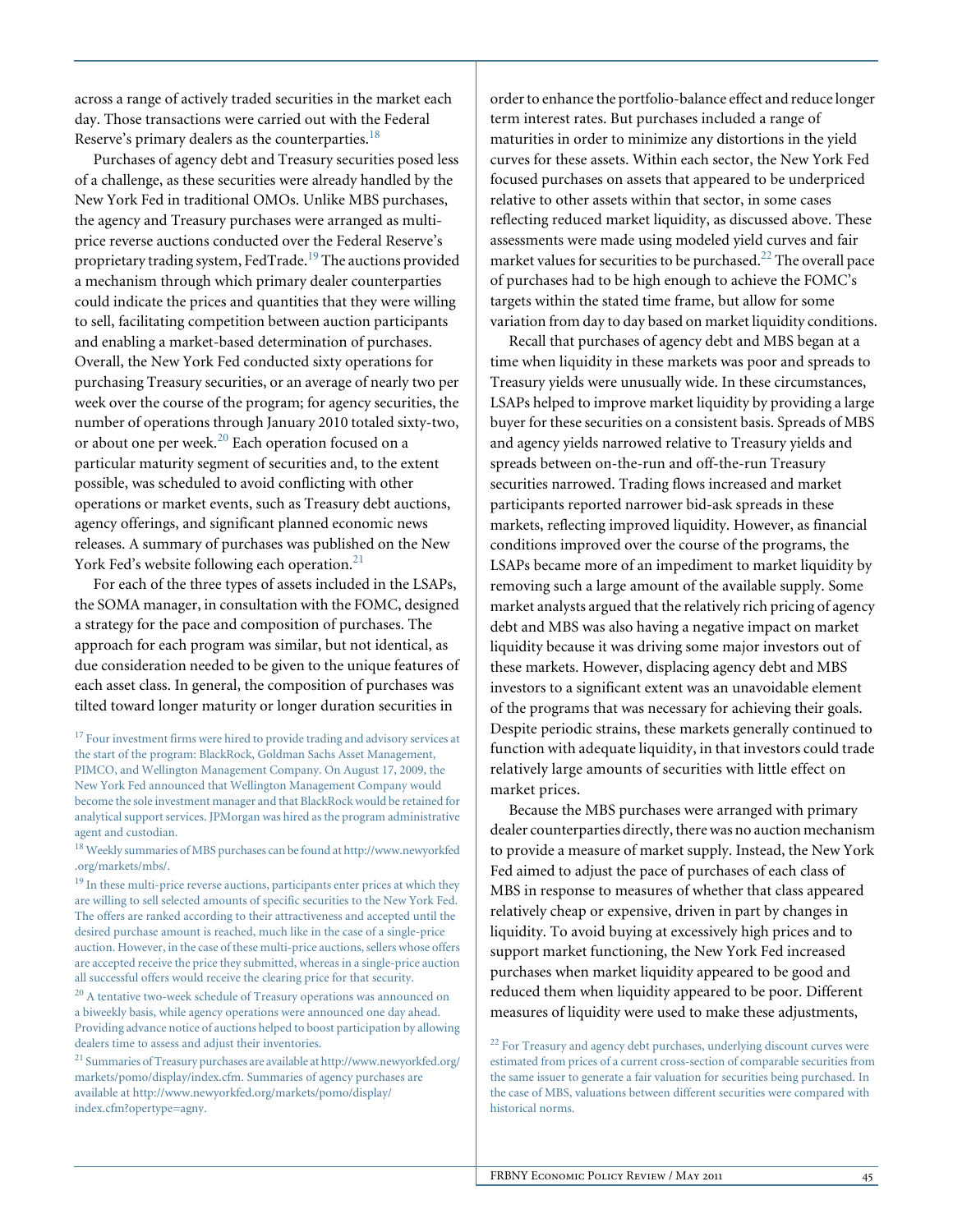across a range of actively traded securities in the market each day. Those transactions were carried out with the Federal Reserve's primary dealers as the counterparties.[18]

Purchases of agency debt and Treasury securities posed less of a challenge, as these securities were already handled by the New York Fed in traditional OMOs. Unlike MBS purchases, the agency and Treasury purchases were arranged as multi-price reverse auctions conducted over the Federal Reserve's proprietary trading system, FedTrade.[19] The auctions provided a mechanism through which primary dealer counterparties could indicate the prices and quantities that they were willing to sell, facilitating competition between auction participants and enabling a market-based determination of purchases. Overall, the New York Fed conducted sixty operations for purchasing Treasury securities, or an average of nearly two per week over the course of the program; for agency securities, the number of operations through January 2010 totaled sixty-two, or about one per week.[20] Each operation focused on a particular maturity segment of securities and, to the extent possible, was scheduled to avoid conflicting with other operations or market events, such as Treasury debt auctions, agency offerings, and significant planned economic news releases. A summary of purchases was published on the New York Fed's website following each operation.[21]

For each of the three types of assets included in the LSAPs, the SOMA manager, in consultation with the FOMC, designed a strategy for the pace and composition of purchases. The approach for each program was similar, but not identical, as due consideration needed to be given to the unique features of each asset class. In general, the composition of purchases was tilted toward longer maturity or longer duration securities in order to enhance the portfolio-balance effect and reduce longer term interest rates. But purchases included a range of maturities in order to minimize any distortions in the yield curves for these assets. Within each sector, the New York Fed focused purchases on assets that appeared to be underpriced relative to other assets within that sector, in some cases reflecting reduced market liquidity, as discussed above. These assessments were made using modeled yield curves and fair market values for securities to be purchased.[22] The overall pace of purchases had to be high enough to achieve the FOMC's targets within the stated time frame, but allow for some variation from day to day based on market liquidity conditions.

Recall that purchases of agency debt and MBS began at a time when liquidity in these markets was poor and spreads to Treasury yields were unusually wide. In these circumstances, LSAPs helped to improve market liquidity by providing a large buyer for these securities on a consistent basis. Spreads of MBS and agency yields narrowed relative to Treasury yields and spreads between on-the-run and off-the-run Treasury securities narrowed. Trading flows increased and market participants reported narrower bid-ask spreads in these markets, reflecting improved liquidity. However, as financial conditions improved over the course of the programs, the LSAPs became more of an impediment to market liquidity by removing such a large amount of the available supply. Some market analysts argued that the relatively rich pricing of agency debt and MBS was also having a negative impact on market liquidity because it was driving some major investors out of these markets. However, displacing agency debt and MBS investors to a significant extent was an unavoidable element of the programs that was necessary for achieving their goals. Despite periodic strains, these markets generally continued to function with adequate liquidity, in that investors could trade relatively large amounts of securities with little effect on market prices.

Because the MBS purchases were arranged with primary dealer counterparties directly, there was no auction mechanism to provide a measure of market supply. Instead, the New York Fed aimed to adjust the pace of purchases of each class of MBS in response to measures of whether that class appeared relatively cheap or expensive, driven in part by changes in liquidity. To avoid buying at excessively high prices and to support market functioning, the New York Fed increased purchases when market liquidity appeared to be good and reduced them when liquidity appeared to be poor. Different measures of liquidity were used to make these adjustments,

[17] Four investment firms were hired to provide trading and advisory services at the start of the program: BlackRock, Goldman Sachs Asset Management, PIMCO, and Wellington Management Company. On August 17, 2009, the New York Fed announced that Wellington Management Company would become the sole investment manager and that BlackRock would be retained for analytical support services. JPMorgan was hired as the program administrative agent and custodian.

[18] Weekly summaries of MBS purchases can be found at http://www.newyorkfed.org/markets/mbs/.

[19] In these multi-price reverse auctions, participants enter prices at which they are willing to sell selected amounts of specific securities to the New York Fed. The offers are ranked according to their attractiveness and accepted until the desired purchase amount is reached, much like in the case of a single-price auction. However, in the case of these multi-price auctions, sellers whose offers are accepted receive the price they submitted, whereas in a single-price auction all successful offers would receive the clearing price for that security.

[20] A tentative two-week schedule of Treasury operations was announced on a biweekly basis, while agency operations were announced one day ahead. Providing advance notice of auctions helped to boost participation by allowing dealers time to assess and adjust their inventories.

[21] Summaries of Treasury purchases are available at http://www.newyorkfed.org/markets/pomo/display/index.cfm. Summaries of agency purchases are available at http://www.newyorkfed.org/markets/pomo/display/index.cfm?opertype=agny.

[22] For Treasury and agency debt purchases, underlying discount curves were estimated from prices of a current cross-section of comparable securities from the same issuer to generate a fair valuation for securities being purchased. In the case of MBS, valuations between different securities were compared with historical norms.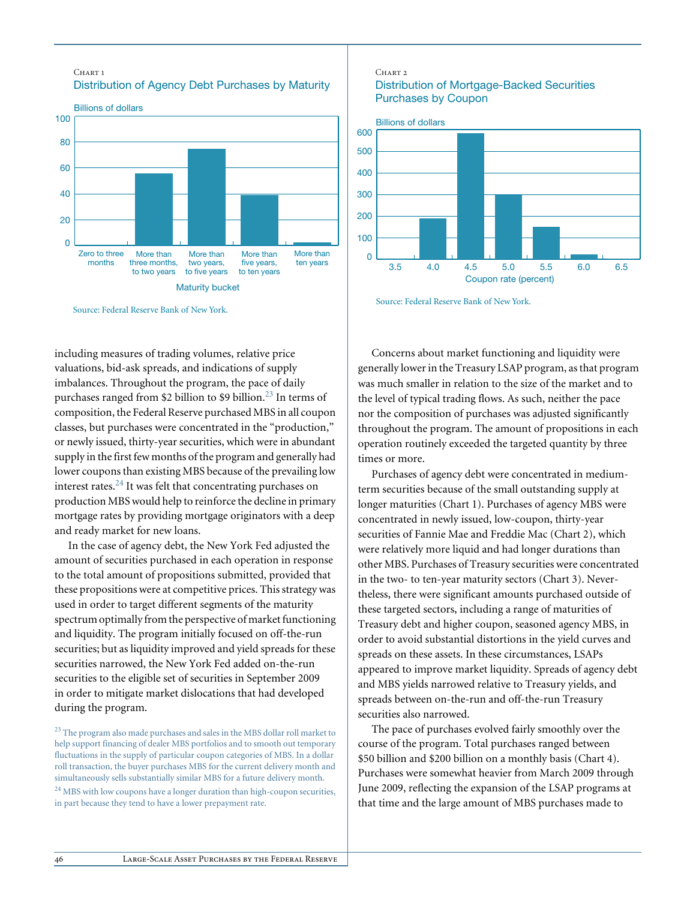Chart 1
### Distribution of Agency Debt Purchases by Maturity

Source: Federal Reserve Bank of New York.

Chart 2
### Distribution of Mortgage-Backed Securities Purchases by Coupon

Source: Federal Reserve Bank of New York.

including measures of trading volumes, relative price valuations, bid-ask spreads, and indications of supply imbalances. Throughout the program, the pace of daily purchases ranged from \$2 billion to \$9 billion.[23] In terms of composition, the Federal Reserve purchased MBS in all coupon classes, but purchases were concentrated in the "production," or newly issued, thirty-year securities, which were in abundant supply in the first few months of the program and generally had lower coupons than existing MBS because of the prevailing low interest rates.[24] It was felt that concentrating purchases on production MBS would help to reinforce the decline in primary mortgage rates by providing mortgage originators with a deep and ready market for new loans.

In the case of agency debt, the New York Fed adjusted the amount of securities purchased in each operation in response to the total amount of propositions submitted, provided that these propositions were at competitive prices. This strategy was used in order to target different segments of the maturity spectrum optimally from the perspective of market functioning and liquidity. The program initially focused on off-the-run securities; but as liquidity improved and yield spreads for these securities narrowed, the New York Fed added on-the-run securities to the eligible set of securities in September 2009 in order to mitigate market dislocations that had developed during the program.

Concerns about market functioning and liquidity were generally lower in the Treasury LSAP program, as that program was much smaller in relation to the size of the market and to the level of typical trading flows. As such, neither the pace nor the composition of purchases was adjusted significantly throughout the program. The amount of propositions in each operation routinely exceeded the targeted quantity by three times or more.

Purchases of agency debt were concentrated in medium-term securities because of the small outstanding supply at longer maturities (Chart 1). Purchases of agency MBS were concentrated in newly issued, low-coupon, thirty-year securities of Fannie Mae and Freddie Mac (Chart 2), which were relatively more liquid and had longer durations than other MBS. Purchases of Treasury securities were concentrated in the two- to ten-year maturity sectors (Chart 3). Nevertheless, there were significant amounts purchased outside of these targeted sectors, including a range of maturities of Treasury debt and higher coupon, seasoned agency MBS, in order to avoid substantial distortions in the yield curves and spreads on these assets. In these circumstances, LSAPs appeared to improve market liquidity. Spreads of agency debt and MBS yields narrowed relative to Treasury yields, and spreads between on-the-run and off-the-run Treasury securities also narrowed.

The pace of purchases evolved fairly smoothly over the course of the program. Total purchases ranged between \$50 billion and \$200 billion on a monthly basis (Chart 4). Purchases were somewhat heavier from March 2009 through June 2009, reflecting the expansion of the LSAP programs at that time and the large amount of MBS purchases made to

[23] The program also made purchases and sales in the MBS dollar roll market to help support financing of dealer MBS portfolios and to smooth out temporary fluctuations in the supply of particular coupon categories of MBS. In a dollar roll transaction, the buyer purchases MBS for the current delivery month and simultaneously sells substantially similar MBS for a future delivery month.

[24] MBS with low coupons have a longer duration than high-coupon securities, in part because they tend to have a lower prepayment rate.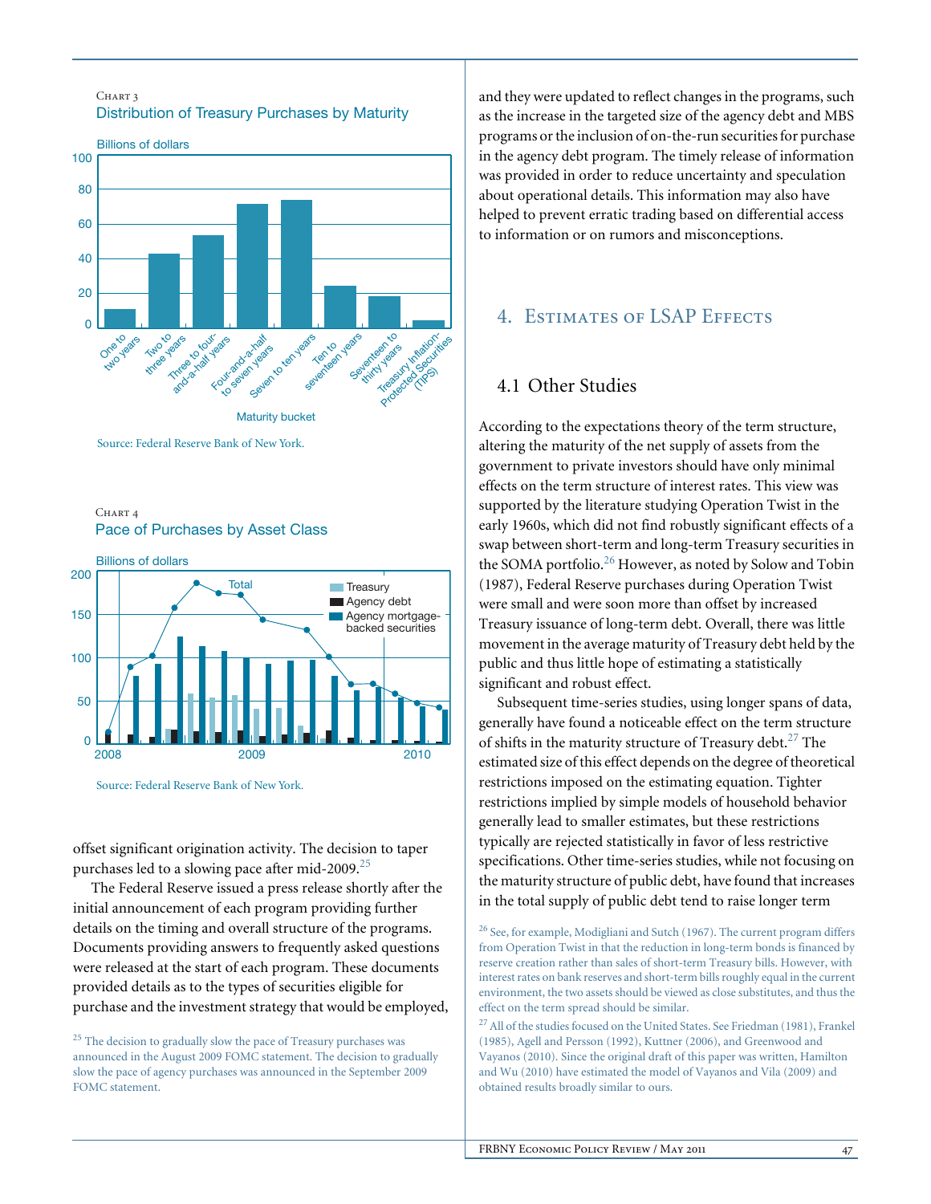CHART 3

Distribution of Treasury Purchases by Maturity

Source: Federal Reserve Bank of New York.

CHART 4

Pace of Purchases by Asset Class

Source: Federal Reserve Bank of New York.

offset significant origination activity. The decision to taper purchases led to a slowing pace after mid-2009.[25]

The Federal Reserve issued a press release shortly after the initial announcement of each program providing further details on the timing and overall structure of the programs. Documents providing answers to frequently asked questions were released at the start of each program. These documents provided details as to the types of securities eligible for purchase and the investment strategy that would be employed, and they were updated to reflect changes in the programs, such as the increase in the targeted size of the agency debt and MBS programs or the inclusion of on-the-run securities for purchase in the agency debt program. The timely release of information was provided in order to reduce uncertainty and speculation about operational details. This information may also have helped to prevent erratic trading based on differential access to information or on rumors and misconceptions.

## 4. Estimates of LSAP Effects

### 4.1 Other Studies

According to the expectations theory of the term structure, altering the maturity of the net supply of assets from the government to private investors should have only minimal effects on the term structure of interest rates. This view was supported by the literature studying Operation Twist in the early 1960s, which did not find robustly significant effects of a swap between short-term and long-term Treasury securities in the SOMA portfolio.[26] However, as noted by Solow and Tobin (1987), Federal Reserve purchases during Operation Twist were small and were soon more than offset by increased Treasury issuance of long-term debt. Overall, there was little movement in the average maturity of Treasury debt held by the public and thus little hope of estimating a statistically significant and robust effect.

Subsequent time-series studies, using longer spans of data, generally have found a noticeable effect on the term structure of shifts in the maturity structure of Treasury debt.[27] The estimated size of this effect depends on the degree of theoretical restrictions imposed on the estimating equation. Tighter restrictions implied by simple models of household behavior generally lead to smaller estimates, but these restrictions typically are rejected statistically in favor of less restrictive specifications. Other time-series studies, while not focusing on the maturity structure of public debt, have found that increases in the total supply of public debt tend to raise longer term

[25] The decision to gradually slow the pace of Treasury purchases was announced in the August 2009 FOMC statement. The decision to gradually slow the pace of agency purchases was announced in the September 2009 FOMC statement.

[26] See, for example, Modigliani and Sutch (1967). The current program differs from Operation Twist in that the reduction in long-term bonds is financed by reserve creation rather than sales of short-term Treasury bills. However, with interest rates on bank reserves and short-term bills roughly equal in the current environment, the two assets should be viewed as close substitutes, and thus the effect on the term spread should be similar.

[27] All of the studies focused on the United States. See Friedman (1981), Frankel (1985), Agell and Persson (1992), Kuttner (2006), and Greenwood and Vayanos (2010). Since the original draft of this paper was written, Hamilton and Wu (2010) have estimated the model of Vayanos and Vila (2009) and obtained results broadly similar to ours.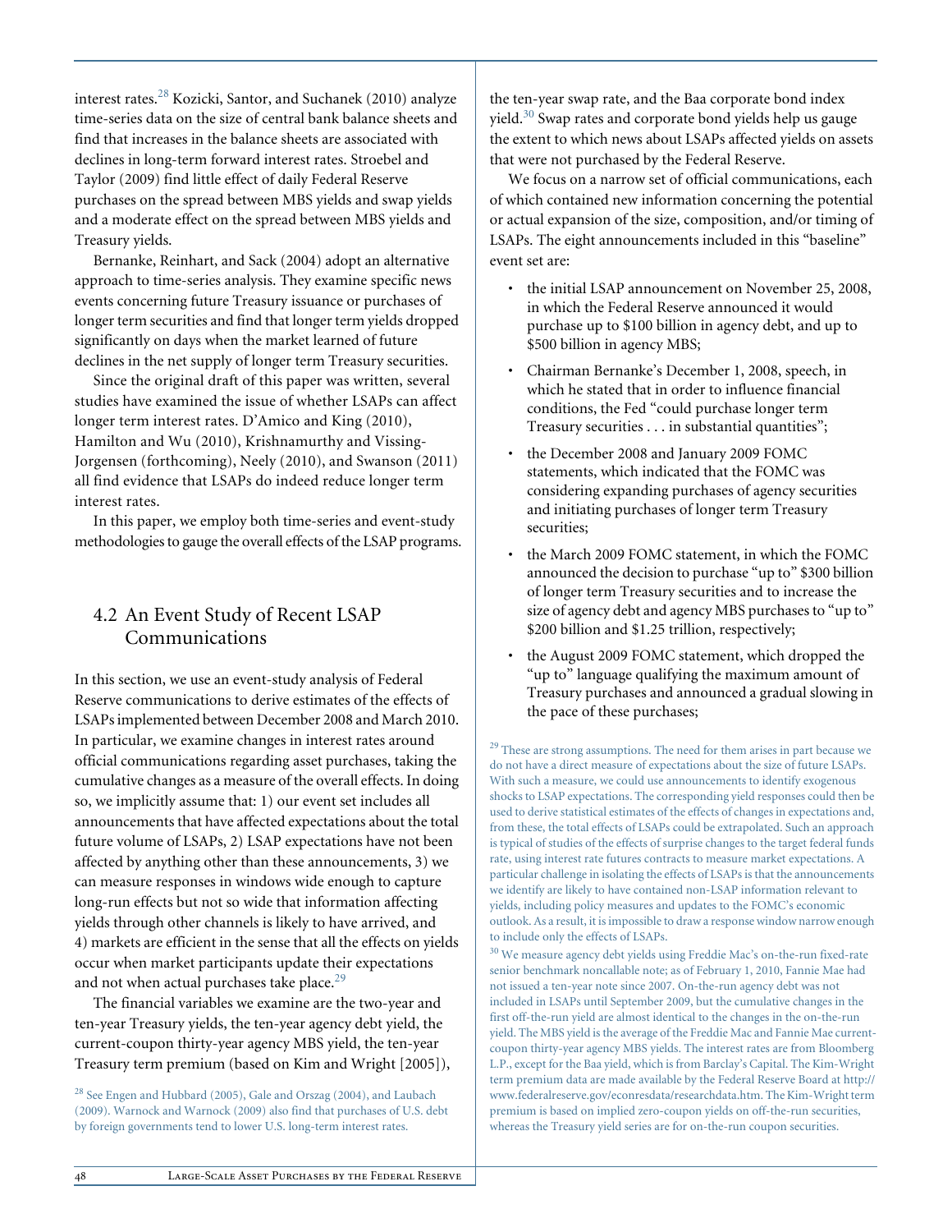interest rates.[28] Kozicki, Santor, and Suchanek (2010) analyze time-series data on the size of central bank balance sheets and find that increases in the balance sheets are associated with declines in long-term forward interest rates. Stroebel and Taylor (2009) find little effect of daily Federal Reserve purchases on the spread between MBS yields and swap yields and a moderate effect on the spread between MBS yields and Treasury yields.

Bernanke, Reinhart, and Sack (2004) adopt an alternative approach to time-series analysis. They examine specific news events concerning future Treasury issuance or purchases of longer term securities and find that longer term yields dropped significantly on days when the market learned of future declines in the net supply of longer term Treasury securities.

Since the original draft of this paper was written, several studies have examined the issue of whether LSAPs can affect longer term interest rates. D'Amico and King (2010), Hamilton and Wu (2010), Krishnamurthy and Vissing-Jorgensen (forthcoming), Neely (2010), and Swanson (2011) all find evidence that LSAPs do indeed reduce longer term interest rates.

In this paper, we employ both time-series and event-study methodologies to gauge the overall effects of the LSAP programs.

## 4.2 An Event Study of Recent LSAP Communications

In this section, we use an event-study analysis of Federal Reserve communications to derive estimates of the effects of LSAPs implemented between December 2008 and March 2010. In particular, we examine changes in interest rates around official communications regarding asset purchases, taking the cumulative changes as a measure of the overall effects. In doing so, we implicitly assume that: 1) our event set includes all announcements that have affected expectations about the total future volume of LSAPs, 2) LSAP expectations have not been affected by anything other than these announcements, 3) we can measure responses in windows wide enough to capture long-run effects but not so wide that information affecting yields through other channels is likely to have arrived, and 4) markets are efficient in the sense that all the effects on yields occur when market participants update their expectations and not when actual purchases take place.[29]

The financial variables we examine are the two-year and ten-year Treasury yields, the ten-year agency debt yield, the current-coupon thirty-year agency MBS yield, the ten-year Treasury term premium (based on Kim and Wright [2005]), the ten-year swap rate, and the Baa corporate bond index yield.[30] Swap rates and corporate bond yields help us gauge the extent to which news about LSAPs affected yields on assets that were not purchased by the Federal Reserve.

We focus on a narrow set of official communications, each of which contained new information concerning the potential or actual expansion of the size, composition, and/or timing of LSAPs. The eight announcements included in this "baseline" event set are:

- the initial LSAP announcement on November 25, 2008, in which the Federal Reserve announced it would purchase up to $100 billion in agency debt, and up to $500 billion in agency MBS;
- Chairman Bernanke's December 1, 2008, speech, in which he stated that in order to influence financial conditions, the Fed "could purchase longer term Treasury securities . . . in substantial quantities";
- the December 2008 and January 2009 FOMC statements, which indicated that the FOMC was considering expanding purchases of agency securities and initiating purchases of longer term Treasury securities;
- the March 2009 FOMC statement, in which the FOMC announced the decision to purchase "up to" $300 billion of longer term Treasury securities and to increase the size of agency debt and agency MBS purchases to "up to" $200 billion and $1.25 trillion, respectively;
- the August 2009 FOMC statement, which dropped the "up to" language qualifying the maximum amount of Treasury purchases and announced a gradual slowing in the pace of these purchases;

[28] See Engen and Hubbard (2005), Gale and Orszag (2004), and Laubach (2009). Warnock and Warnock (2009) also find that purchases of U.S. debt by foreign governments tend to lower U.S. long-term interest rates.

[29] These are strong assumptions. The need for them arises in part because we do not have a direct measure of expectations about the size of future LSAPs. With such a measure, we could use announcements to identify exogenous shocks to LSAP expectations. The corresponding yield responses could then be used to derive statistical estimates of the effects of changes in expectations and, from these, the total effects of LSAPs could be extrapolated. Such an approach is typical of studies of the effects of surprise changes to the target federal funds rate, using interest rate futures contracts to measure market expectations. A particular challenge in isolating the effects of LSAPs is that the announcements we identify are likely to have contained non-LSAP information relevant to yields, including policy measures and updates to the FOMC's economic outlook. As a result, it is impossible to draw a response window narrow enough to include only the effects of LSAPs.

[30] We measure agency debt yields using Freddie Mac's on-the-run fixed-rate senior benchmark noncallable note; as of February 1, 2010, Fannie Mae had not issued a ten-year note since 2007. On-the-run agency debt was not included in LSAPs until September 2009, but the cumulative changes in the first off-the-run yield are almost identical to the changes in the on-the-run yield. The MBS yield is the average of the Freddie Mac and Fannie Mae current-coupon thirty-year agency MBS yields. The interest rates are from Bloomberg L.P., except for the Baa yield, which is from Barclay's Capital. The Kim-Wright term premium data are made available by the Federal Reserve Board at http://www.federalreserve.gov/econresdata/researchdata.htm. The Kim-Wright term premium is based on implied zero-coupon yields on off-the-run securities, whereas the Treasury yield series are for on-the-run coupon securities.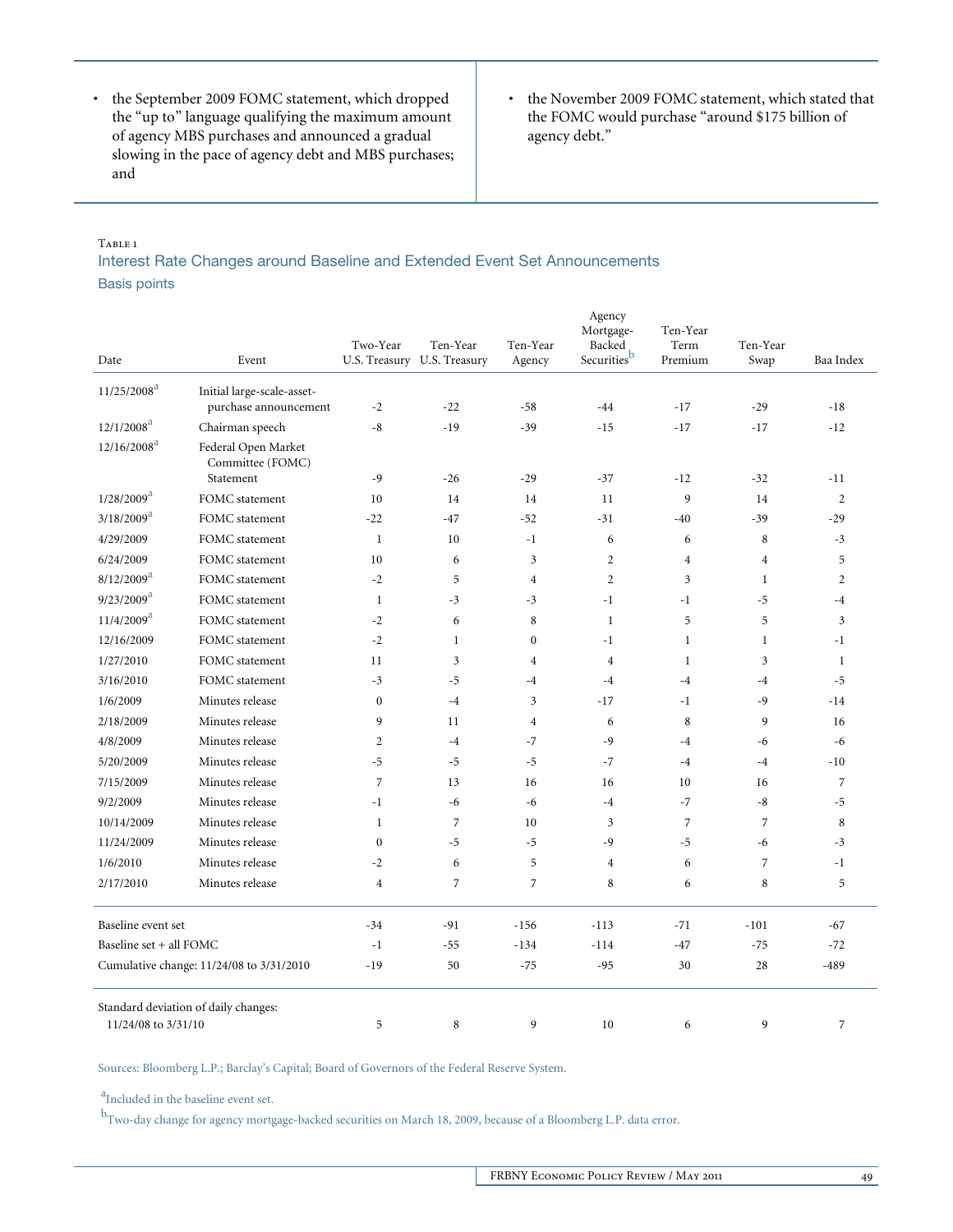- the September 2009 FOMC statement, which dropped the "up to" language qualifying the maximum amount of agency MBS purchases and announced a gradual slowing in the pace of agency debt and MBS purchases; and
- the November 2009 FOMC statement, which stated that the FOMC would purchase "around $175 billion of agency debt."

Table 1

### Interest Rate Changes around Baseline and Extended Event Set Announcements

Basis points

| Date | Event | Two-Year U.S. Treasury | Ten-Year U.S. Treasury | Ten-Year Agency | Agency Mortgage-Backed Securities[b] | Ten-Year Term Premium | Ten-Year Swap | Baa Index |
|---|---|---|---|---|---|---|---|---|
| 11/25/2008[a] | Initial large-scale-asset-purchase announcement | -2 | -22 | -58 | -44 | -17 | -29 | -18 |
| 12/1/2008[a] | Chairman speech | -8 | -19 | -39 | -15 | -17 | -17 | -12 |
| 12/16/2008[a] | Federal Open Market Committee (FOMC) Statement | -9 | -26 | -29 | -37 | -12 | -32 | -11 |
| 1/28/2009[a] | FOMC statement | 10 | 14 | 14 | 11 | 9 | 14 | 2 |
| 3/18/2009[a] | FOMC statement | -22 | -47 | -52 | -31 | -40 | -39 | -29 |
| 4/29/2009 | FOMC statement | 1 | 10 | -1 | 6 | 6 | 8 | -3 |
| 6/24/2009 | FOMC statement | 10 | 6 | 3 | 2 | 4 | 4 | 5 |
| 8/12/2009[a] | FOMC statement | -2 | 5 | 4 | 2 | 3 | 1 | 2 |
| 9/23/2009[a] | FOMC statement | 1 | -3 | -3 | -1 | -1 | -5 | -4 |
| 11/4/2009[a] | FOMC statement | -2 | 6 | 8 | 1 | 5 | 5 | 3 |
| 12/16/2009 | FOMC statement | -2 | 1 | 0 | -1 | 1 | 1 | -1 |
| 1/27/2010 | FOMC statement | 11 | 3 | 4 | 4 | 1 | 3 | 1 |
| 3/16/2010 | FOMC statement | -3 | -5 | -4 | -4 | -4 | -4 | -5 |
| 1/6/2009 | Minutes release | 0 | -4 | 3 | -17 | -1 | -9 | -14 |
| 2/18/2009 | Minutes release | 9 | 11 | 4 | 6 | 8 | 9 | 16 |
| 4/8/2009 | Minutes release | 2 | -4 | -7 | -9 | -4 | -6 | -6 |
| 5/20/2009 | Minutes release | -5 | -5 | -5 | -7 | -4 | -4 | -10 |
| 7/15/2009 | Minutes release | 7 | 13 | 16 | 16 | 10 | 16 | 7 |
| 9/2/2009 | Minutes release | -1 | -6 | -6 | -4 | -7 | -8 | -5 |
| 10/14/2009 | Minutes release | 1 | 7 | 10 | 3 | 7 | 7 | 8 |
| 11/24/2009 | Minutes release | 0 | -5 | -5 | -9 | -5 | -6 | -3 |
| 1/6/2010 | Minutes release | -2 | 6 | 5 | 4 | 6 | 7 | -1 |
| 2/17/2010 | Minutes release | 4 | 7 | 7 | 8 | 6 | 8 | 5 |
| Baseline event set | | -34 | -91 | -156 | -113 | -71 | -101 | -67 |
| Baseline set + all FOMC | | -1 | -55 | -134 | -114 | -47 | -75 | -72 |
| Cumulative change: 11/24/08 to 3/31/2010 | | -19 | 50 | -75 | -95 | 30 | 28 | -489 |
| Standard deviation of daily changes: 11/24/08 to 3/31/10 | | 5 | 8 | 9 | 10 | 6 | 9 | 7 |

Sources: Bloomberg L.P.; Barclay's Capital; Board of Governors of the Federal Reserve System.

[a] Included in the baseline event set.

[b] Two-day change for agency mortgage-backed securities on March 18, 2009, because of a Bloomberg L.P. data error.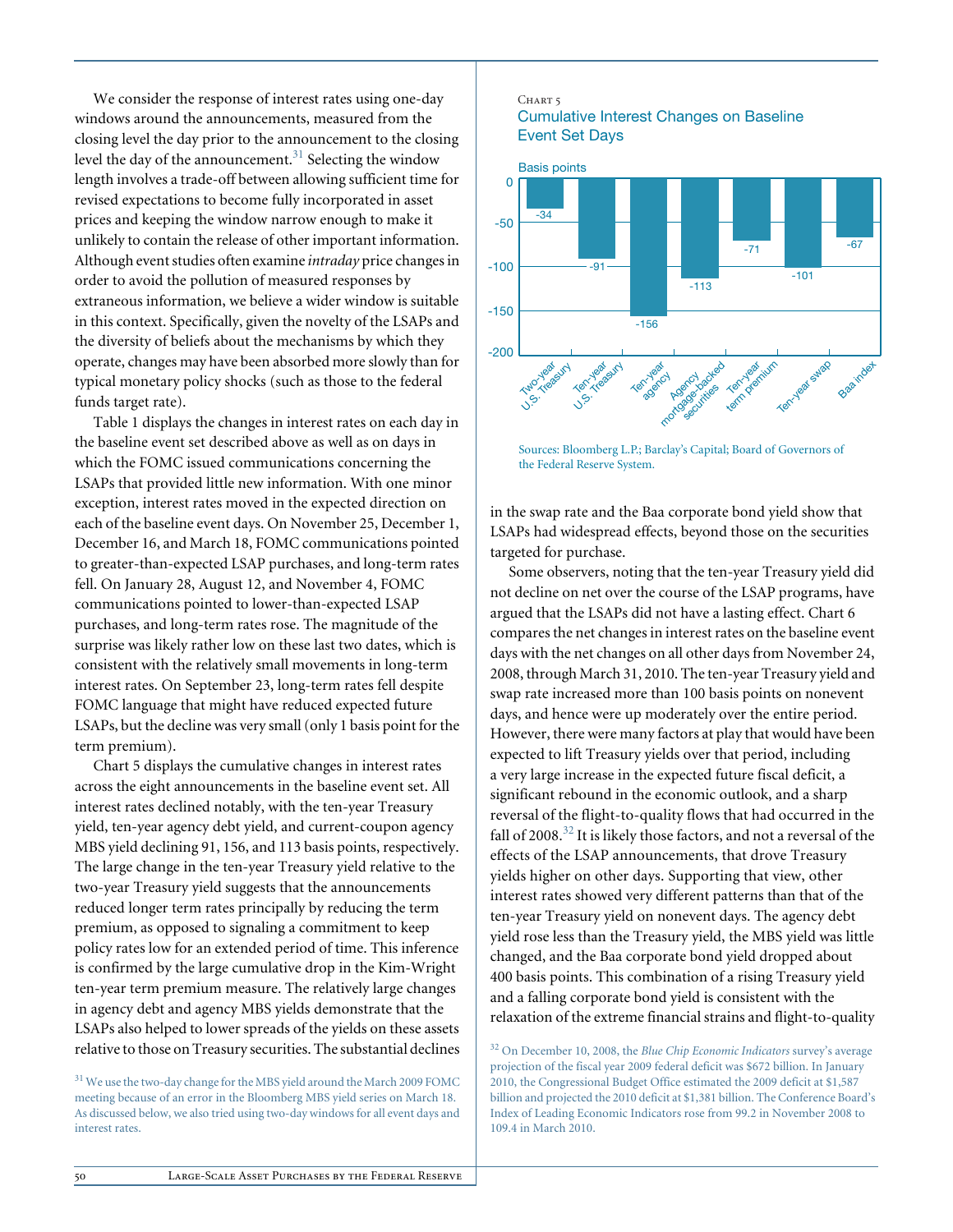We consider the response of interest rates using one-day windows around the announcements, measured from the closing level the day prior to the announcement to the closing level the day of the announcement.[31] Selecting the window length involves a trade-off between allowing sufficient time for revised expectations to become fully incorporated in asset prices and keeping the window narrow enough to make it unlikely to contain the release of other important information. Although event studies often examine *intraday* price changes in order to avoid the pollution of measured responses by extraneous information, we believe a wider window is suitable in this context. Specifically, given the novelty of the LSAPs and the diversity of beliefs about the mechanisms by which they operate, changes may have been absorbed more slowly than for typical monetary policy shocks (such as those to the federal funds target rate).

Table 1 displays the changes in interest rates on each day in the baseline event set described above as well as on days in which the FOMC issued communications concerning the LSAPs that provided little new information. With one minor exception, interest rates moved in the expected direction on each of the baseline event days. On November 25, December 1, December 16, and March 18, FOMC communications pointed to greater-than-expected LSAP purchases, and long-term rates fell. On January 28, August 12, and November 4, FOMC communications pointed to lower-than-expected LSAP purchases, and long-term rates rose. The magnitude of the surprise was likely rather low on these last two dates, which is consistent with the relatively small movements in long-term interest rates. On September 23, long-term rates fell despite FOMC language that might have reduced expected future LSAPs, but the decline was very small (only 1 basis point for the term premium).

Chart 5 displays the cumulative changes in interest rates across the eight announcements in the baseline event set. All interest rates declined notably, with the ten-year Treasury yield, ten-year agency debt yield, and current-coupon agency MBS yield declining 91, 156, and 113 basis points, respectively. The large change in the ten-year Treasury yield relative to the two-year Treasury yield suggests that the announcements reduced longer term rates principally by reducing the term premium, as opposed to signaling a commitment to keep policy rates low for an extended period of time. This inference is confirmed by the large cumulative drop in the Kim-Wright ten-year term premium measure. The relatively large changes in agency debt and agency MBS yields demonstrate that the LSAPs also helped to lower spreads of the yields on these assets relative to those on Treasury securities. The substantial declines in the swap rate and the Baa corporate bond yield show that LSAPs had widespread effects, beyond those on the securities targeted for purchase.

Chart 5

Cumulative Interest Changes on Baseline Event Set Days

| | Basis points |
|---|---|
| Two-year U.S. Treasury | -34 |
| Ten-year U.S. Treasury | -91 |
| Ten-year agency | -156 |
| Agency mortgage-backed securities | -113 |
| Ten-year term premium | -71 |
| Ten-year swap | -101 |
| Baa index | -67 |

Sources: Bloomberg L.P.; Barclay's Capital; Board of Governors of the Federal Reserve System.

Some observers, noting that the ten-year Treasury yield did not decline on net over the course of the LSAP programs, have argued that the LSAPs did not have a lasting effect. Chart 6 compares the net changes in interest rates on the baseline event days with the net changes on all other days from November 24, 2008, through March 31, 2010. The ten-year Treasury yield and swap rate increased more than 100 basis points on nonevent days, and hence were up moderately over the entire period. However, there were many factors at play that would have been expected to lift Treasury yields over that period, including a very large increase in the expected future fiscal deficit, a significant rebound in the economic outlook, and a sharp reversal of the flight-to-quality flows that had occurred in the fall of 2008.[32] It is likely those factors, and not a reversal of the effects of the LSAP announcements, that drove Treasury yields higher on other days. Supporting that view, other interest rates showed very different patterns than that of the ten-year Treasury yield on nonevent days. The agency debt yield rose less than the Treasury yield, the MBS yield was little changed, and the Baa corporate bond yield dropped about 400 basis points. This combination of a rising Treasury yield and a falling corporate bond yield is consistent with the relaxation of the extreme financial strains and flight-to-quality

[31] We use the two-day change for the MBS yield around the March 2009 FOMC meeting because of an error in the Bloomberg MBS yield series on March 18. As discussed below, we also tried using two-day windows for all event days and interest rates.

[32] On December 10, 2008, the *Blue Chip Economic Indicators* survey's average projection of the fiscal year 2009 federal deficit was $672 billion. In January 2010, the Congressional Budget Office estimated the 2009 deficit at $1,587 billion and projected the 2010 deficit at $1,381 billion. The Conference Board's Index of Leading Economic Indicators rose from 99.2 in November 2008 to 109.4 in March 2010.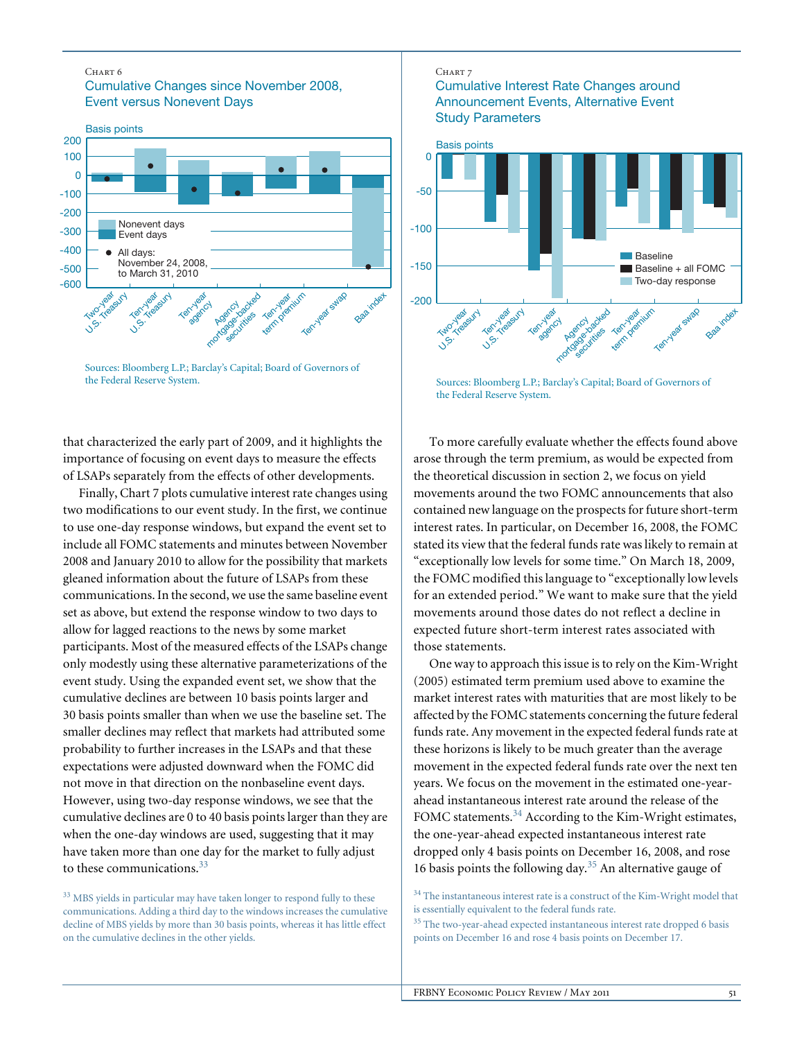Chart 6

Cumulative Changes since November 2008, Event versus Nonevent Days

Sources: Bloomberg L.P.; Barclay's Capital; Board of Governors of the Federal Reserve System.

Chart 7

Cumulative Interest Rate Changes around Announcement Events, Alternative Event Study Parameters

Sources: Bloomberg L.P.; Barclay's Capital; Board of Governors of the Federal Reserve System.

that characterized the early part of 2009, and it highlights the importance of focusing on event days to measure the effects of LSAPs separately from the effects of other developments.

Finally, Chart 7 plots cumulative interest rate changes using two modifications to our event study. In the first, we continue to use one-day response windows, but expand the event set to include all FOMC statements and minutes between November 2008 and January 2010 to allow for the possibility that markets gleaned information about the future of LSAPs from these communications. In the second, we use the same baseline event set as above, but extend the response window to two days to allow for lagged reactions to the news by some market participants. Most of the measured effects of the LSAPs change only modestly using these alternative parameterizations of the event study. Using the expanded event set, we show that the cumulative declines are between 10 basis points larger and 30 basis points smaller than when we use the baseline set. The smaller declines may reflect that markets had attributed some probability to further increases in the LSAPs and that these expectations were adjusted downward when the FOMC did not move in that direction on the nonbaseline event days. However, using two-day response windows, we see that the cumulative declines are 0 to 40 basis points larger than they are when the one-day windows are used, suggesting that it may have taken more than one day for the market to fully adjust to these communications.[33]

[33] MBS yields in particular may have taken longer to respond fully to these communications. Adding a third day to the windows increases the cumulative decline of MBS yields by more than 30 basis points, whereas it has little effect on the cumulative declines in the other yields.

To more carefully evaluate whether the effects found above arose through the term premium, as would be expected from the theoretical discussion in section 2, we focus on yield movements around the two FOMC announcements that also contained new language on the prospects for future short-term interest rates. In particular, on December 16, 2008, the FOMC stated its view that the federal funds rate was likely to remain at "exceptionally low levels for some time." On March 18, 2009, the FOMC modified this language to "exceptionally low levels for an extended period." We want to make sure that the yield movements around those dates do not reflect a decline in expected future short-term interest rates associated with those statements.

One way to approach this issue is to rely on the Kim-Wright (2005) estimated term premium used above to examine the market interest rates with maturities that are most likely to be affected by the FOMC statements concerning the future federal funds rate. Any movement in the expected federal funds rate at these horizons is likely to be much greater than the average movement in the expected federal funds rate over the next ten years. We focus on the movement in the estimated one-year-ahead instantaneous interest rate around the release of the FOMC statements.[34] According to the Kim-Wright estimates, the one-year-ahead expected instantaneous interest rate dropped only 4 basis points on December 16, 2008, and rose 16 basis points the following day.[35] An alternative gauge of

[34] The instantaneous interest rate is a construct of the Kim-Wright model that is essentially equivalent to the federal funds rate.

[35] The two-year-ahead expected instantaneous interest rate dropped 6 basis points on December 16 and rose 4 basis points on December 17.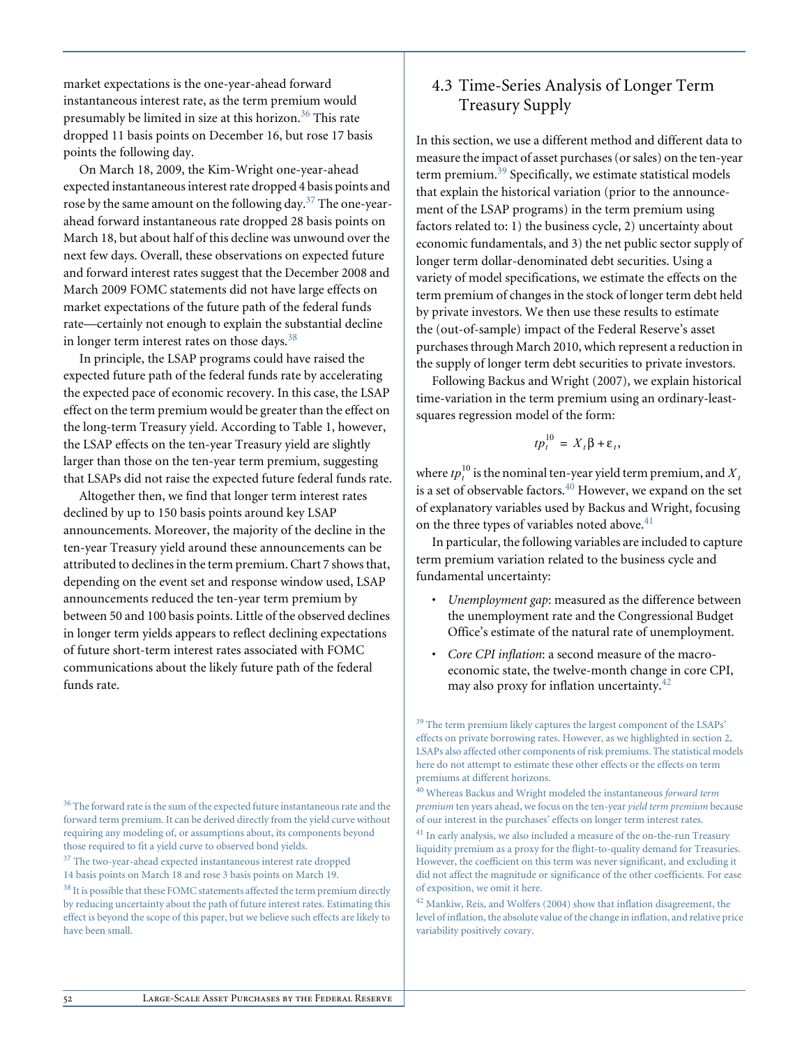market expectations is the one-year-ahead forward instantaneous interest rate, as the term premium would presumably be limited in size at this horizon.[36] This rate dropped 11 basis points on December 16, but rose 17 basis points the following day.

On March 18, 2009, the Kim-Wright one-year-ahead expected instantaneous interest rate dropped 4 basis points and rose by the same amount on the following day.[37] The one-year-ahead forward instantaneous rate dropped 28 basis points on March 18, but about half of this decline was unwound over the next few days. Overall, these observations on expected future and forward interest rates suggest that the December 2008 and March 2009 FOMC statements did not have large effects on market expectations of the future path of the federal funds rate—certainly not enough to explain the substantial decline in longer term interest rates on those days.[38]

In principle, the LSAP programs could have raised the expected future path of the federal funds rate by accelerating the expected pace of economic recovery. In this case, the LSAP effect on the term premium would be greater than the effect on the long-term Treasury yield. According to Table 1, however, the LSAP effects on the ten-year Treasury yield are slightly larger than those on the ten-year term premium, suggesting that LSAPs did not raise the expected future federal funds rate.

Altogether then, we find that longer term interest rates declined by up to 150 basis points around key LSAP announcements. Moreover, the majority of the decline in the ten-year Treasury yield around these announcements can be attributed to declines in the term premium. Chart 7 shows that, depending on the event set and response window used, LSAP announcements reduced the ten-year term premium by between 50 and 100 basis points. Little of the observed declines in longer term yields appears to reflect declining expectations of future short-term interest rates associated with FOMC communications about the likely future path of the federal funds rate.

[36] The forward rate is the sum of the expected future instantaneous rate and the forward term premium. It can be derived directly from the yield curve without requiring any modeling of, or assumptions about, its components beyond those required to fit a yield curve to observed bond yields.

[37] The two-year-ahead expected instantaneous interest rate dropped 14 basis points on March 18 and rose 3 basis points on March 19.

[38] It is possible that these FOMC statements affected the term premium directly by reducing uncertainty about the path of future interest rates. Estimating this effect is beyond the scope of this paper, but we believe such effects are likely to have been small.

## 4.3 Time-Series Analysis of Longer Term Treasury Supply

In this section, we use a different method and different data to measure the impact of asset purchases (or sales) on the ten-year term premium.[39] Specifically, we estimate statistical models that explain the historical variation (prior to the announcement of the LSAP programs) in the term premium using factors related to: 1) the business cycle, 2) uncertainty about economic fundamentals, and 3) the net public sector supply of longer term dollar-denominated debt securities. Using a variety of model specifications, we estimate the effects on the term premium of changes in the stock of longer term debt held by private investors. We then use these results to estimate the (out-of-sample) impact of the Federal Reserve's asset purchases through March 2010, which represent a reduction in the supply of longer term debt securities to private investors.

Following Backus and Wright (2007), we explain historical time-variation in the term premium using an ordinary-least-squares regression model of the form:

$$tp_t^{10} = X_t\beta + \varepsilon_t,$$

where $tp_t^{10}$ is the nominal ten-year yield term premium, and $X_t$ is a set of observable factors.[40] However, we expand on the set of explanatory variables used by Backus and Wright, focusing on the three types of variables noted above.[41]

In particular, the following variables are included to capture term premium variation related to the business cycle and fundamental uncertainty:

- *Unemployment gap*: measured as the difference between the unemployment rate and the Congressional Budget Office's estimate of the natural rate of unemployment.
- *Core CPI inflation*: a second measure of the macroeconomic state, the twelve-month change in core CPI, may also proxy for inflation uncertainty.[42]

[39] The term premium likely captures the largest component of the LSAPs' effects on private borrowing rates. However, as we highlighted in section 2, LSAPs also affected other components of risk premiums. The statistical models here do not attempt to estimate these other effects or the effects on term premiums at different horizons.

[40] Whereas Backus and Wright modeled the instantaneous *forward term premium* ten years ahead, we focus on the ten-year *yield term premium* because of our interest in the purchases' effects on longer term interest rates.

[41] In early analysis, we also included a measure of the on-the-run Treasury liquidity premium as a proxy for the flight-to-quality demand for Treasuries. However, the coefficient on this term was never significant, and excluding it did not affect the magnitude or significance of the other coefficients. For ease of exposition, we omit it here.

[42] Mankiw, Reis, and Wolfers (2004) show that inflation disagreement, the level of inflation, the absolute value of the change in inflation, and relative price variability positively covary.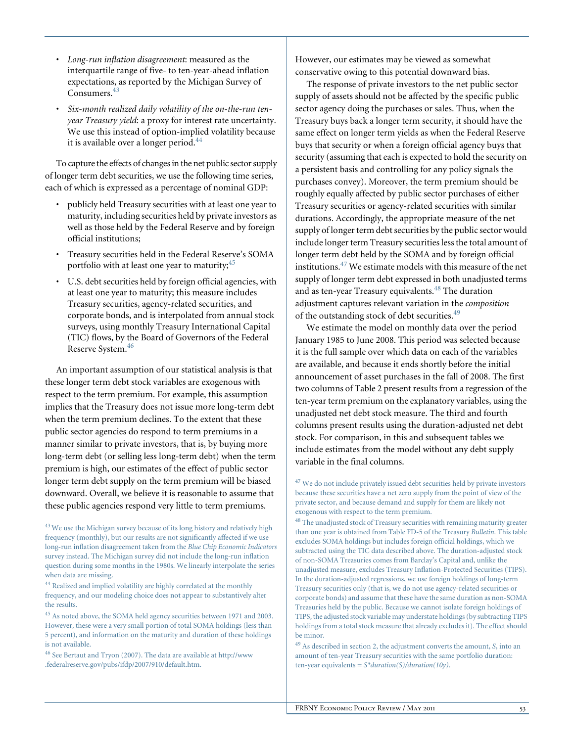- *Long-run inflation disagreement*: measured as the interquartile range of five- to ten-year-ahead inflation expectations, as reported by the Michigan Survey of Consumers.[43]
- *Six-month realized daily volatility of the on-the-run ten-year Treasury yield*: a proxy for interest rate uncertainty. We use this instead of option-implied volatility because it is available over a longer period.[44]

To capture the effects of changes in the net public sector supply of longer term debt securities, we use the following time series, each of which is expressed as a percentage of nominal GDP:

- publicly held Treasury securities with at least one year to maturity, including securities held by private investors as well as those held by the Federal Reserve and by foreign official institutions;
- Treasury securities held in the Federal Reserve's SOMA portfolio with at least one year to maturity;[45]
- U.S. debt securities held by foreign official agencies, with at least one year to maturity; this measure includes Treasury securities, agency-related securities, and corporate bonds, and is interpolated from annual stock surveys, using monthly Treasury International Capital (TIC) flows, by the Board of Governors of the Federal Reserve System.[46]

An important assumption of our statistical analysis is that these longer term debt stock variables are exogenous with respect to the term premium. For example, this assumption implies that the Treasury does not issue more long-term debt when the term premium declines. To the extent that these public sector agencies do respond to term premiums in a manner similar to private investors, that is, by buying more long-term debt (or selling less long-term debt) when the term premium is high, our estimates of the effect of public sector longer term debt supply on the term premium will be biased downward. Overall, we believe it is reasonable to assume that these public agencies respond very little to term premiums. However, our estimates may be viewed as somewhat conservative owing to this potential downward bias.

The response of private investors to the net public sector supply of assets should not be affected by the specific public sector agency doing the purchases or sales. Thus, when the Treasury buys back a longer term security, it should have the same effect on longer term yields as when the Federal Reserve buys that security or when a foreign official agency buys that security (assuming that each is expected to hold the security on a persistent basis and controlling for any policy signals the purchases convey). Moreover, the term premium should be roughly equally affected by public sector purchases of either Treasury securities or agency-related securities with similar durations. Accordingly, the appropriate measure of the net supply of longer term debt securities by the public sector would include longer term Treasury securities less the total amount of longer term debt held by the SOMA and by foreign official institutions.[47] We estimate models with this measure of the net supply of longer term debt expressed in both unadjusted terms and as ten-year Treasury equivalents.[48] The duration adjustment captures relevant variation in the *composition* of the outstanding stock of debt securities.[49]

We estimate the model on monthly data over the period January 1985 to June 2008. This period was selected because it is the full sample over which data on each of the variables are available, and because it ends shortly before the initial announcement of asset purchases in the fall of 2008. The first two columns of Table 2 present results from a regression of the ten-year term premium on the explanatory variables, using the unadjusted net debt stock measure. The third and fourth columns present results using the duration-adjusted net debt stock. For comparison, in this and subsequent tables we include estimates from the model without any debt supply variable in the final columns.

---

[43] We use the Michigan survey because of its long history and relatively high frequency (monthly), but our results are not significantly affected if we use long-run inflation disagreement taken from the *Blue Chip Economic Indicators* survey instead. The Michigan survey did not include the long-run inflation question during some months in the 1980s. We linearly interpolate the series when data are missing.

[44] Realized and implied volatility are highly correlated at the monthly frequency, and our modeling choice does not appear to substantively alter the results.

[45] As noted above, the SOMA held agency securities between 1971 and 2003. However, these were a very small portion of total SOMA holdings (less than 5 percent), and information on the maturity and duration of these holdings is not available.

[46] See Bertaut and Tryon (2007). The data are available at http://www.federalreserve.gov/pubs/ifdp/2007/910/default.htm.

[47] We do not include privately issued debt securities held by private investors because these securities have a net zero supply from the point of view of the private sector, and because demand and supply for them are likely not exogenous with respect to the term premium.

[48] The unadjusted stock of Treasury securities with remaining maturity greater than one year is obtained from Table FD-5 of the Treasury *Bulletin*. This table excludes SOMA holdings but includes foreign official holdings, which we subtracted using the TIC data described above. The duration-adjusted stock of non-SOMA Treasuries comes from Barclay's Capital and, unlike the unadjusted measure, excludes Treasury Inflation-Protected Securities (TIPS). In the duration-adjusted regressions, we use foreign holdings of long-term Treasury securities only (that is, we do not use agency-related securities or corporate bonds) and assume that these have the same duration as non-SOMA Treasuries held by the public. Because we cannot isolate foreign holdings of TIPS, the adjusted stock variable may understate holdings (by subtracting TIPS holdings from a total stock measure that already excludes it). The effect should be minor.

[49] As described in section 2, the adjustment converts the amount, $S$, into an amount of ten-year Treasury securities with the same portfolio duration: ten-year equivalents = $S*duration(S)/duration(10y)$.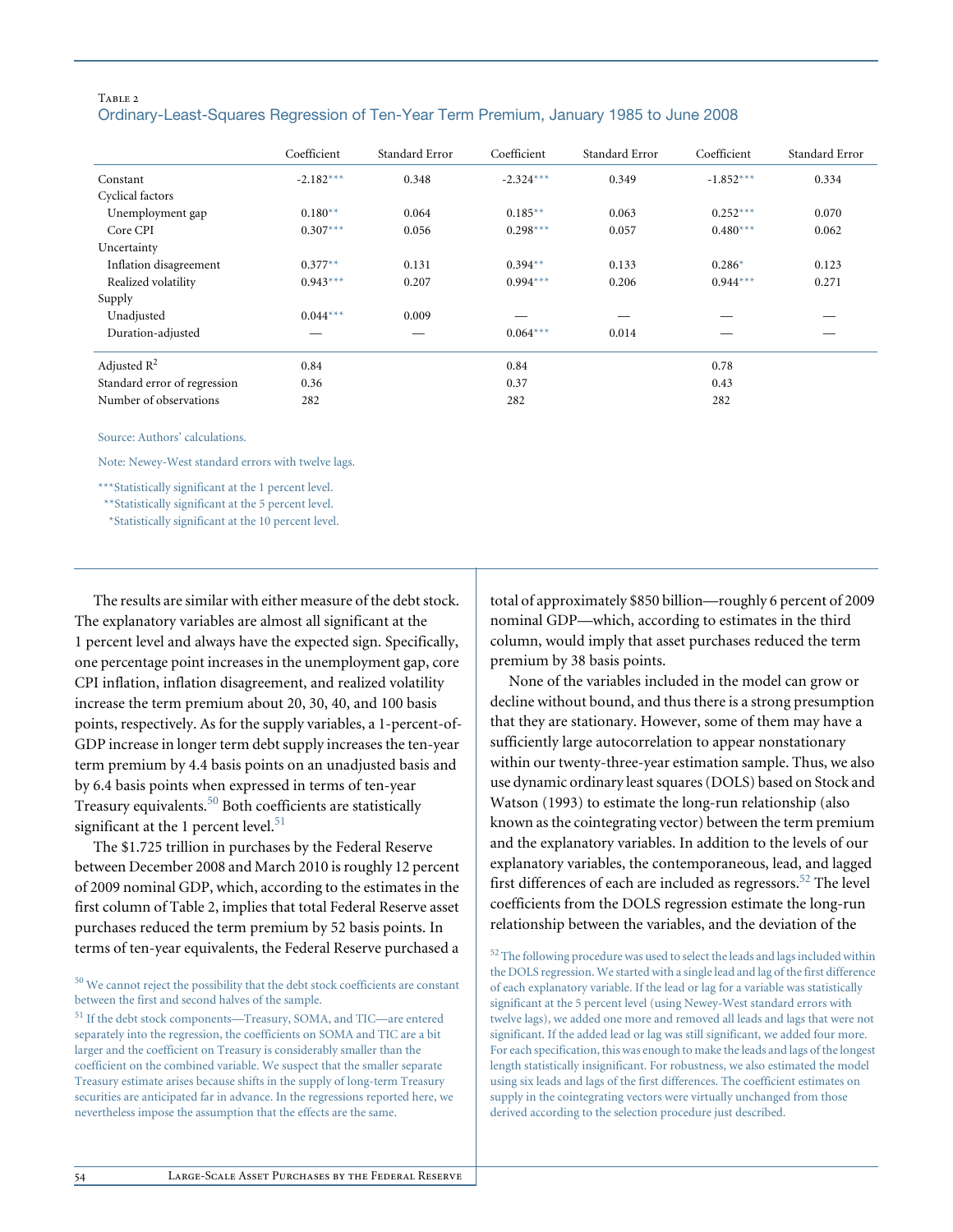Table 2

Ordinary-Least-Squares Regression of Ten-Year Term Premium, January 1985 to June 2008

| | Coefficient | Standard Error | Coefficient | Standard Error | Coefficient | Standard Error |
|---|---|---|---|---|---|---|
| Constant | -2.182*** | 0.348 | -2.324*** | 0.349 | -1.852*** | 0.334 |
| Cyclical factors | | | | | | |
| Unemployment gap | 0.180** | 0.064 | 0.185** | 0.063 | 0.252*** | 0.070 |
| Core CPI | 0.307*** | 0.056 | 0.298*** | 0.057 | 0.480*** | 0.062 |
| Uncertainty | | | | | | |
| Inflation disagreement | 0.377** | 0.131 | 0.394** | 0.133 | 0.286* | 0.123 |
| Realized volatility | 0.943*** | 0.207 | 0.994*** | 0.206 | 0.944*** | 0.271 |
| Supply | | | | | | |
| Unadjusted | 0.044*** | 0.009 | — | — | — | — |
| Duration-adjusted | — | — | 0.064*** | 0.014 | — | — |
| Adjusted $R^2$ | 0.84 | | 0.84 | | 0.78 | |
| Standard error of regression | 0.36 | | 0.37 | | 0.43 | |
| Number of observations | 282 | | 282 | | 282 | |

Source: Authors' calculations.

Note: Newey-West standard errors with twelve lags.

***Statistically significant at the 1 percent level.

**Statistically significant at the 5 percent level.

*Statistically significant at the 10 percent level.

The results are similar with either measure of the debt stock. The explanatory variables are almost all significant at the 1 percent level and always have the expected sign. Specifically, one percentage point increases in the unemployment gap, core CPI inflation, inflation disagreement, and realized volatility increase the term premium about 20, 30, 40, and 100 basis points, respectively. As for the supply variables, a 1-percent-of-GDP increase in longer term debt supply increases the ten-year term premium by 4.4 basis points on an unadjusted basis and by 6.4 basis points when expressed in terms of ten-year Treasury equivalents.[50] Both coefficients are statistically significant at the 1 percent level.[51]

The $1.725 trillion in purchases by the Federal Reserve between December 2008 and March 2010 is roughly 12 percent of 2009 nominal GDP, which, according to the estimates in the first column of Table 2, implies that total Federal Reserve asset purchases reduced the term premium by 52 basis points. In terms of ten-year equivalents, the Federal Reserve purchased a total of approximately $850 billion—roughly 6 percent of 2009 nominal GDP—which, according to estimates in the third column, would imply that asset purchases reduced the term premium by 38 basis points.

None of the variables included in the model can grow or decline without bound, and thus there is a strong presumption that they are stationary. However, some of them may have a sufficiently large autocorrelation to appear nonstationary within our twenty-three-year estimation sample. Thus, we also use dynamic ordinary least squares (DOLS) based on Stock and Watson (1993) to estimate the long-run relationship (also known as the cointegrating vector) between the term premium and the explanatory variables. In addition to the levels of our explanatory variables, the contemporaneous, lead, and lagged first differences of each are included as regressors.[52] The level coefficients from the DOLS regression estimate the long-run relationship between the variables, and the deviation of the

[50] We cannot reject the possibility that the debt stock coefficients are constant between the first and second halves of the sample.

[51] If the debt stock components—Treasury, SOMA, and TIC—are entered separately into the regression, the coefficients on SOMA and TIC are a bit larger and the coefficient on Treasury is considerably smaller than the coefficient on the combined variable. We suspect that the smaller separate Treasury estimate arises because shifts in the supply of long-term Treasury securities are anticipated far in advance. In the regressions reported here, we nevertheless impose the assumption that the effects are the same.

[52] The following procedure was used to select the leads and lags included within the DOLS regression. We started with a single lead and lag of the first difference of each explanatory variable. If the lead or lag for a variable was statistically significant at the 5 percent level (using Newey-West standard errors with twelve lags), we added one more and removed all leads and lags that were not significant. If the added lead or lag was still significant, we added four more. For each specification, this was enough to make the leads and lags of the longest length statistically insignificant. For robustness, we also estimated the model using six leads and lags of the first differences. The coefficient estimates on supply in the cointegrating vectors were virtually unchanged from those derived according to the selection procedure just described.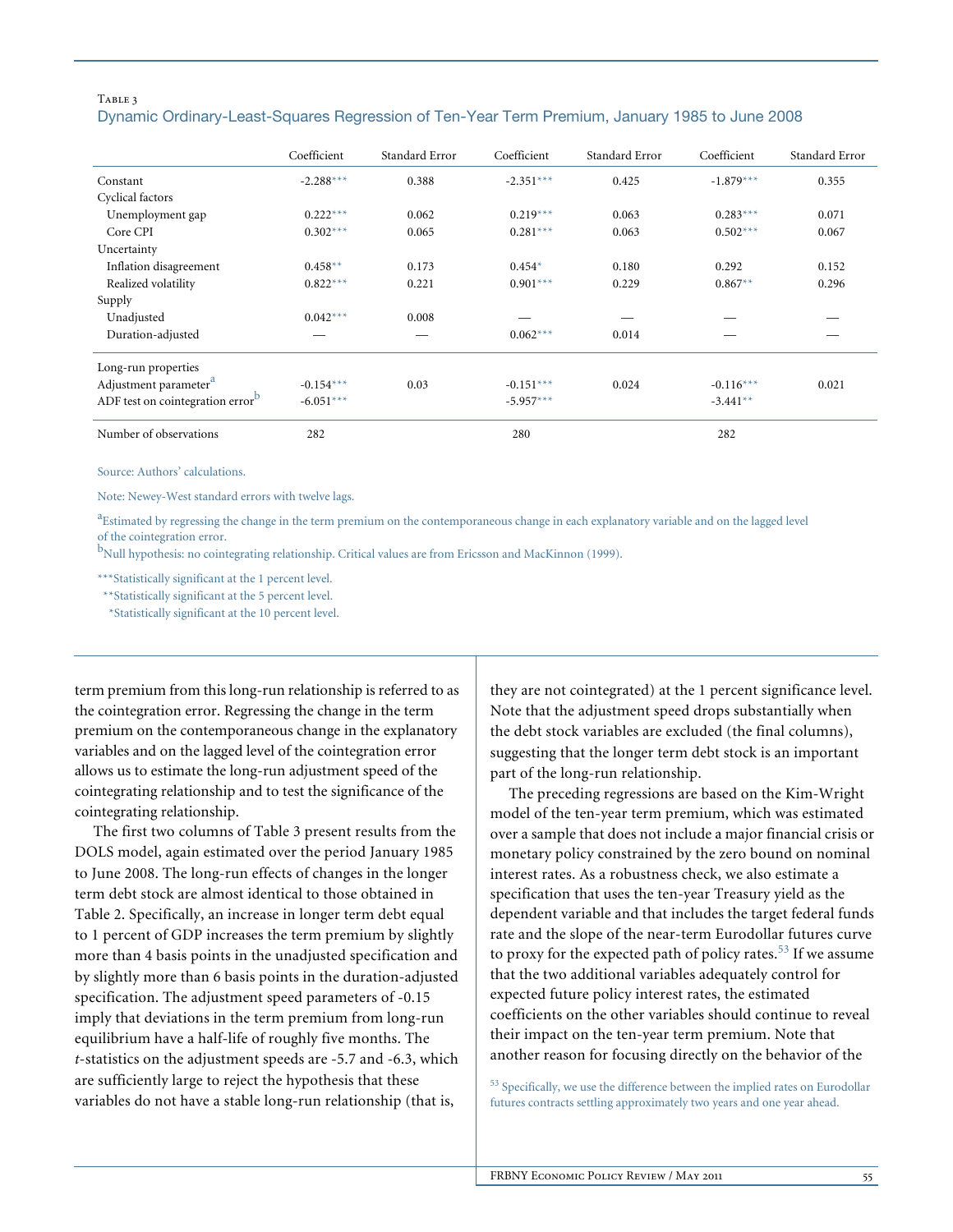Table 3

Dynamic Ordinary-Least-Squares Regression of Ten-Year Term Premium, January 1985 to June 2008

| | Coefficient | Standard Error | Coefficient | Standard Error | Coefficient | Standard Error |
|---|---|---|---|---|---|---|
| Constant | -2.288*** | 0.388 | -2.351*** | 0.425 | -1.879*** | 0.355 |
| Cyclical factors | | | | | | |
| Unemployment gap | 0.222*** | 0.062 | 0.219*** | 0.063 | 0.283*** | 0.071 |
| Core CPI | 0.302*** | 0.065 | 0.281*** | 0.063 | 0.502*** | 0.067 |
| Uncertainty | | | | | | |
| Inflation disagreement | 0.458** | 0.173 | 0.454* | 0.180 | 0.292 | 0.152 |
| Realized volatility | 0.822*** | 0.221 | 0.901*** | 0.229 | 0.867** | 0.296 |
| Supply | | | | | | |
| Unadjusted | 0.042*** | 0.008 | — | — | — | — |
| Duration-adjusted | — | — | 0.062*** | 0.014 | — | — |
| Long-run properties | | | | | | |
| Adjustment parameter[a] | -0.154*** | 0.03 | -0.151*** | 0.024 | -0.116*** | 0.021 |
| ADF test on cointegration error[b] | -6.051*** | | -5.957*** | | -3.441** | |
| Number of observations | 282 | | 280 | | 282 | |

Source: Authors' calculations.

Note: Newey-West standard errors with twelve lags.

[a]Estimated by regressing the change in the term premium on the contemporaneous change in each explanatory variable and on the lagged level of the cointegration error.

[b]Null hypothesis: no cointegrating relationship. Critical values are from Ericsson and MacKinnon (1999).

***Statistically significant at the 1 percent level.

**Statistically significant at the 5 percent level.

*Statistically significant at the 10 percent level.

term premium from this long-run relationship is referred to as the cointegration error. Regressing the change in the term premium on the contemporaneous change in the explanatory variables and on the lagged level of the cointegration error allows us to estimate the long-run adjustment speed of the cointegrating relationship and to test the significance of the cointegrating relationship.

The first two columns of Table 3 present results from the DOLS model, again estimated over the period January 1985 to June 2008. The long-run effects of changes in the longer term debt stock are almost identical to those obtained in Table 2. Specifically, an increase in longer term debt equal to 1 percent of GDP increases the term premium by slightly more than 4 basis points in the unadjusted specification and by slightly more than 6 basis points in the duration-adjusted specification. The adjustment speed parameters of -0.15 imply that deviations in the term premium from long-run equilibrium have a half-life of roughly five months. The *t*-statistics on the adjustment speeds are -5.7 and -6.3, which are sufficiently large to reject the hypothesis that these variables do not have a stable long-run relationship (that is, they are not cointegrated) at the 1 percent significance level. Note that the adjustment speed drops substantially when the debt stock variables are excluded (the final columns), suggesting that the longer term debt stock is an important part of the long-run relationship.

The preceding regressions are based on the Kim-Wright model of the ten-year term premium, which was estimated over a sample that does not include a major financial crisis or monetary policy constrained by the zero bound on nominal interest rates. As a robustness check, we also estimate a specification that uses the ten-year Treasury yield as the dependent variable and that includes the target federal funds rate and the slope of the near-term Eurodollar futures curve to proxy for the expected path of policy rates.[53] If we assume that the two additional variables adequately control for expected future policy interest rates, the estimated coefficients on the other variables should continue to reveal their impact on the ten-year term premium. Note that another reason for focusing directly on the behavior of the

[53] Specifically, we use the difference between the implied rates on Eurodollar futures contracts settling approximately two years and one year ahead.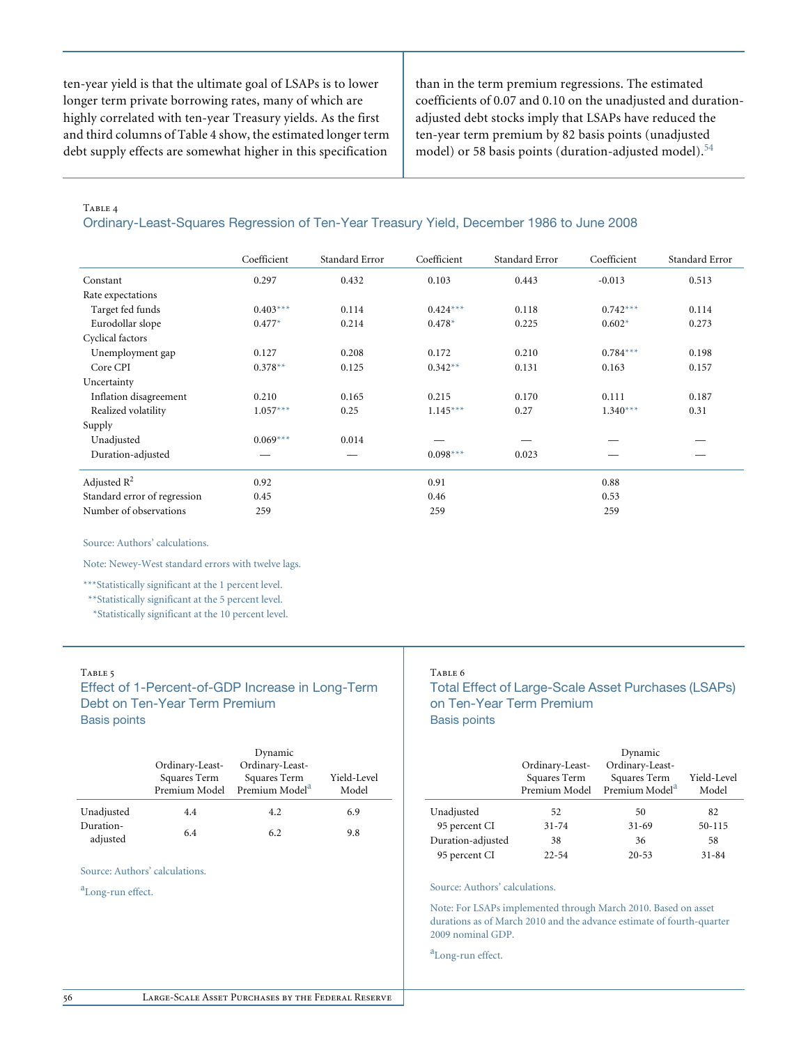ten-year yield is that the ultimate goal of LSAPs is to lower longer term private borrowing rates, many of which are highly correlated with ten-year Treasury yields. As the first and third columns of Table 4 show, the estimated longer term debt supply effects are somewhat higher in this specification than in the term premium regressions. The estimated coefficients of 0.07 and 0.10 on the unadjusted and duration-adjusted debt stocks imply that LSAPs have reduced the ten-year term premium by 82 basis points (unadjusted model) or 58 basis points (duration-adjusted model).[54]

Table 4

**Ordinary-Least-Squares Regression of Ten-Year Treasury Yield, December 1986 to June 2008**

| | Coefficient | Standard Error | Coefficient | Standard Error | Coefficient | Standard Error |
|---|---|---|---|---|---|---|
| Constant | 0.297 | 0.432 | 0.103 | 0.443 | -0.013 | 0.513 |
| Rate expectations | | | | | | |
| Target fed funds | 0.403*** | 0.114 | 0.424*** | 0.118 | 0.742*** | 0.114 |
| Eurodollar slope | 0.477* | 0.214 | 0.478* | 0.225 | 0.602* | 0.273 |
| Cyclical factors | | | | | | |
| Unemployment gap | 0.127 | 0.208 | 0.172 | 0.210 | 0.784*** | 0.198 |
| Core CPI | 0.378** | 0.125 | 0.342** | 0.131 | 0.163 | 0.157 |
| Uncertainty | | | | | | |
| Inflation disagreement | 0.210 | 0.165 | 0.215 | 0.170 | 0.111 | 0.187 |
| Realized volatility | 1.057*** | 0.25 | 1.145*** | 0.27 | 1.340*** | 0.31 |
| Supply | | | | | | |
| Unadjusted | 0.069*** | 0.014 | — | — | — | — |
| Duration-adjusted | — | — | 0.098*** | 0.023 | — | — |
| Adjusted $R^2$ | 0.92 | | 0.91 | | 0.88 | |
| Standard error of regression | 0.45 | | 0.46 | | 0.53 | |
| Number of observations | 259 | | 259 | | 259 | |

Source: Authors' calculations.

Note: Newey-West standard errors with twelve lags.

***Statistically significant at the 1 percent level.
**Statistically significant at the 5 percent level.
*Statistically significant at the 10 percent level.

Table 5

**Effect of 1-Percent-of-GDP Increase in Long-Term Debt on Ten-Year Term Premium**
Basis points

| | Ordinary-Least-Squares Term Premium Model | Dynamic Ordinary-Least-Squares Term Premium Model[a] | Yield-Level Model |
|---|---|---|---|
| Unadjusted | 4.4 | 4.2 | 6.9 |
| Duration-adjusted | 6.4 | 6.2 | 9.8 |

Source: Authors' calculations.

[a]Long-run effect.

Table 6

**Total Effect of Large-Scale Asset Purchases (LSAPs) on Ten-Year Term Premium**
Basis points

| | Ordinary-Least-Squares Term Premium Model | Dynamic Ordinary-Least-Squares Term Premium Model[a] | Yield-Level Model |
|---|---|---|---|
| Unadjusted | 52 | 50 | 82 |
| 95 percent CI | 31-74 | 31-69 | 50-115 |
| Duration-adjusted | 38 | 36 | 58 |
| 95 percent CI | 22-54 | 20-53 | 31-84 |

Source: Authors' calculations.

Note: For LSAPs implemented through March 2010. Based on asset durations as of March 2010 and the advance estimate of fourth-quarter 2009 nominal GDP.

[a]Long-run effect.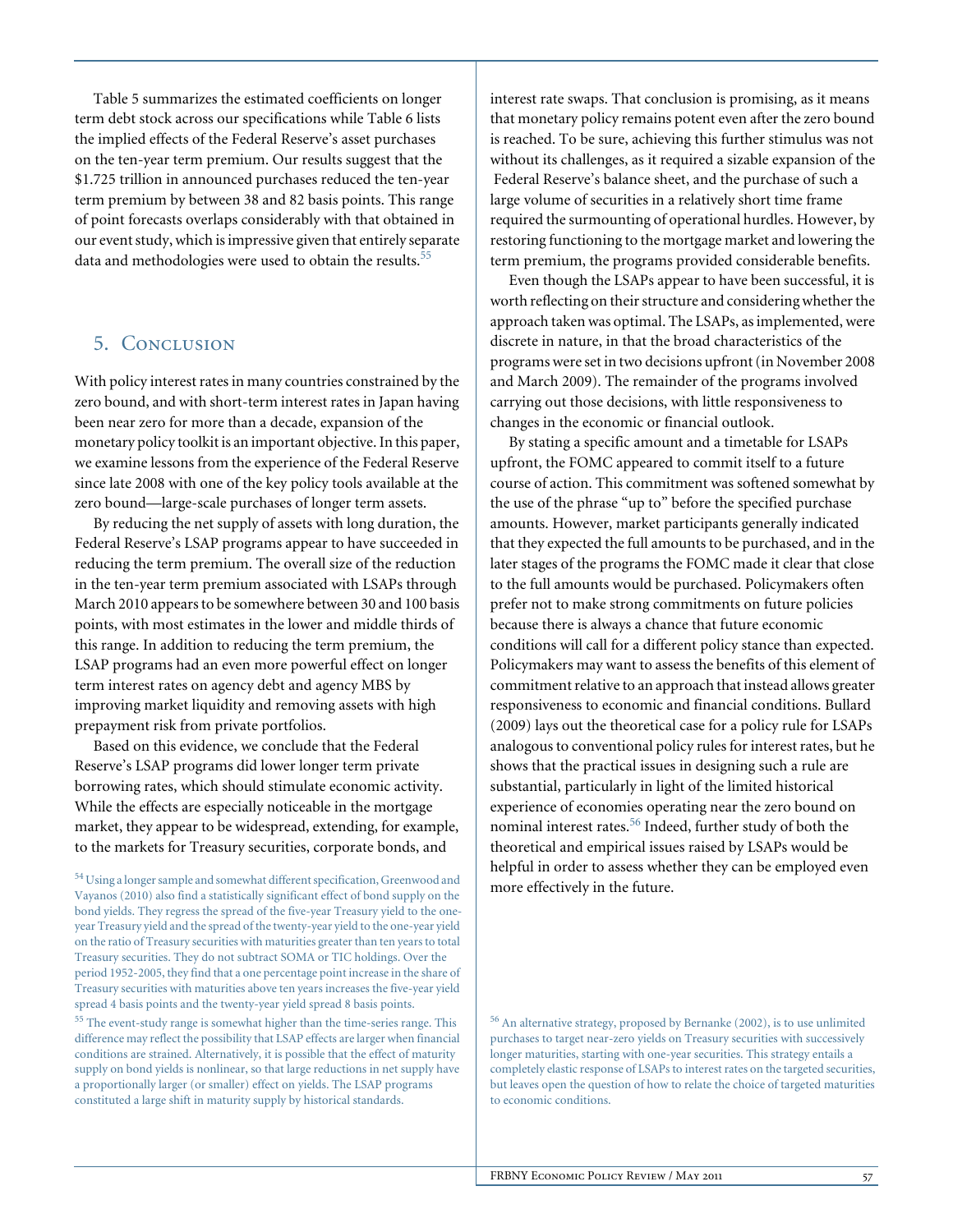Table 5 summarizes the estimated coefficients on longer term debt stock across our specifications while Table 6 lists the implied effects of the Federal Reserve's asset purchases on the ten-year term premium. Our results suggest that the $1.725 trillion in announced purchases reduced the ten-year term premium by between 38 and 82 basis points. This range of point forecasts overlaps considerably with that obtained in our event study, which is impressive given that entirely separate data and methodologies were used to obtain the results.[55]

## 5. Conclusion

With policy interest rates in many countries constrained by the zero bound, and with short-term interest rates in Japan having been near zero for more than a decade, expansion of the monetary policy toolkit is an important objective. In this paper, we examine lessons from the experience of the Federal Reserve since late 2008 with one of the key policy tools available at the zero bound—large-scale purchases of longer term assets.

By reducing the net supply of assets with long duration, the Federal Reserve's LSAP programs appear to have succeeded in reducing the term premium. The overall size of the reduction in the ten-year term premium associated with LSAPs through March 2010 appears to be somewhere between 30 and 100 basis points, with most estimates in the lower and middle thirds of this range. In addition to reducing the term premium, the LSAP programs had an even more powerful effect on longer term interest rates on agency debt and agency MBS by improving market liquidity and removing assets with high prepayment risk from private portfolios.

Based on this evidence, we conclude that the Federal Reserve's LSAP programs did lower longer term private borrowing rates, which should stimulate economic activity. While the effects are especially noticeable in the mortgage market, they appear to be widespread, extending, for example, to the markets for Treasury securities, corporate bonds, and interest rate swaps. That conclusion is promising, as it means that monetary policy remains potent even after the zero bound is reached. To be sure, achieving this further stimulus was not without its challenges, as it required a sizable expansion of the Federal Reserve's balance sheet, and the purchase of such a large volume of securities in a relatively short time frame required the surmounting of operational hurdles. However, by restoring functioning to the mortgage market and lowering the term premium, the programs provided considerable benefits.

Even though the LSAPs appear to have been successful, it is worth reflecting on their structure and considering whether the approach taken was optimal. The LSAPs, as implemented, were discrete in nature, in that the broad characteristics of the programs were set in two decisions upfront (in November 2008 and March 2009). The remainder of the programs involved carrying out those decisions, with little responsiveness to changes in the economic or financial outlook.

By stating a specific amount and a timetable for LSAPs upfront, the FOMC appeared to commit itself to a future course of action. This commitment was softened somewhat by the use of the phrase "up to" before the specified purchase amounts. However, market participants generally indicated that they expected the full amounts to be purchased, and in the later stages of the programs the FOMC made it clear that close to the full amounts would be purchased. Policymakers often prefer not to make strong commitments on future policies because there is always a chance that future economic conditions will call for a different policy stance than expected. Policymakers may want to assess the benefits of this element of commitment relative to an approach that instead allows greater responsiveness to economic and financial conditions. Bullard (2009) lays out the theoretical case for a policy rule for LSAPs analogous to conventional policy rules for interest rates, but he shows that the practical issues in designing such a rule are substantial, particularly in light of the limited historical experience of economies operating near the zero bound on nominal interest rates.[56] Indeed, further study of both the theoretical and empirical issues raised by LSAPs would be helpful in order to assess whether they can be employed even more effectively in the future.

[54] Using a longer sample and somewhat different specification, Greenwood and Vayanos (2010) also find a statistically significant effect of bond supply on the bond yields. They regress the spread of the five-year Treasury yield to the one-year Treasury yield and the spread of the twenty-year yield to the one-year yield on the ratio of Treasury securities with maturities greater than ten years to total Treasury securities. They do not subtract SOMA or TIC holdings. Over the period 1952-2005, they find that a one percentage point increase in the share of Treasury securities with maturities above ten years increases the five-year yield spread 4 basis points and the twenty-year yield spread 8 basis points.

[55] The event-study range is somewhat higher than the time-series range. This difference may reflect the possibility that LSAP effects are larger when financial conditions are strained. Alternatively, it is possible that the effect of maturity supply on bond yields is nonlinear, so that large reductions in net supply have a proportionally larger (or smaller) effect on yields. The LSAP programs constituted a large shift in maturity supply by historical standards.

[56] An alternative strategy, proposed by Bernanke (2002), is to use unlimited purchases to target near-zero yields on Treasury securities with successively longer maturities, starting with one-year securities. This strategy entails a completely elastic response of LSAPs to interest rates on the targeted securities, but leaves open the question of how to relate the choice of targeted maturities to economic conditions.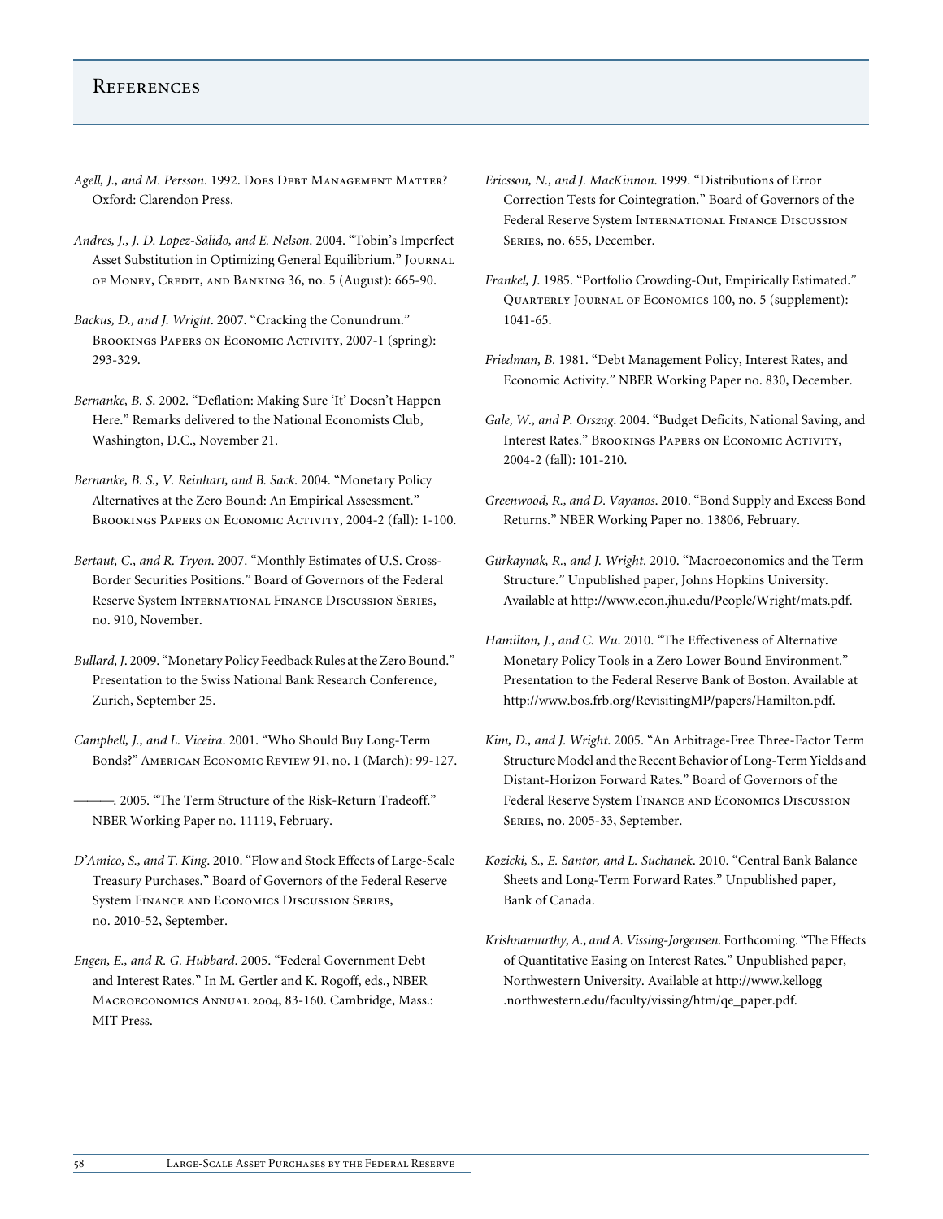## References

*Agell, J., and M. Persson*. 1992. Does Debt Management Matter? Oxford: Clarendon Press.

*Andres, J., J. D. Lopez-Salido, and E. Nelson*. 2004. "Tobin's Imperfect Asset Substitution in Optimizing General Equilibrium." Journal of Money, Credit, and Banking 36, no. 5 (August): 665-90.

*Backus, D., and J. Wright*. 2007. "Cracking the Conundrum." Brookings Papers on Economic Activity, 2007-1 (spring): 293-329.

*Bernanke, B. S.* 2002. "Deflation: Making Sure 'It' Doesn't Happen Here." Remarks delivered to the National Economists Club, Washington, D.C., November 21.

*Bernanke, B. S., V. Reinhart, and B. Sack*. 2004. "Monetary Policy Alternatives at the Zero Bound: An Empirical Assessment." Brookings Papers on Economic Activity, 2004-2 (fall): 1-100.

*Bertaut, C., and R. Tryon*. 2007. "Monthly Estimates of U.S. Cross-Border Securities Positions." Board of Governors of the Federal Reserve System International Finance Discussion Series, no. 910, November.

*Bullard, J.* 2009. "Monetary Policy Feedback Rules at the Zero Bound." Presentation to the Swiss National Bank Research Conference, Zurich, September 25.

*Campbell, J., and L. Viceira*. 2001. "Who Should Buy Long-Term Bonds?" American Economic Review 91, no. 1 (March): 99-127.

———. 2005. "The Term Structure of the Risk-Return Tradeoff." NBER Working Paper no. 11119, February.

*D'Amico, S., and T. King*. 2010. "Flow and Stock Effects of Large-Scale Treasury Purchases." Board of Governors of the Federal Reserve System Finance and Economics Discussion Series, no. 2010-52, September.

*Engen, E., and R. G. Hubbard*. 2005. "Federal Government Debt and Interest Rates." In M. Gertler and K. Rogoff, eds., NBER Macroeconomics Annual 2004, 83-160. Cambridge, Mass.: MIT Press.

*Ericsson, N., and J. MacKinnon*. 1999. "Distributions of Error Correction Tests for Cointegration." Board of Governors of the Federal Reserve System International Finance Discussion Series, no. 655, December.

*Frankel, J.* 1985. "Portfolio Crowding-Out, Empirically Estimated." Quarterly Journal of Economics 100, no. 5 (supplement): 1041-65.

*Friedman, B.* 1981. "Debt Management Policy, Interest Rates, and Economic Activity." NBER Working Paper no. 830, December.

*Gale, W., and P. Orszag*. 2004. "Budget Deficits, National Saving, and Interest Rates." Brookings Papers on Economic Activity, 2004-2 (fall): 101-210.

*Greenwood, R., and D. Vayanos*. 2010. "Bond Supply and Excess Bond Returns." NBER Working Paper no. 13806, February.

*Gürkaynak, R., and J. Wright*. 2010. "Macroeconomics and the Term Structure." Unpublished paper, Johns Hopkins University. Available at http://www.econ.jhu.edu/People/Wright/mats.pdf.

*Hamilton, J., and C. Wu*. 2010. "The Effectiveness of Alternative Monetary Policy Tools in a Zero Lower Bound Environment." Presentation to the Federal Reserve Bank of Boston. Available at http://www.bos.frb.org/RevisitingMP/papers/Hamilton.pdf.

*Kim, D., and J. Wright*. 2005. "An Arbitrage-Free Three-Factor Term Structure Model and the Recent Behavior of Long-Term Yields and Distant-Horizon Forward Rates." Board of Governors of the Federal Reserve System Finance and Economics Discussion Series, no. 2005-33, September.

*Kozicki, S., E. Santor, and L. Suchanek*. 2010. "Central Bank Balance Sheets and Long-Term Forward Rates." Unpublished paper, Bank of Canada.

*Krishnamurthy, A., and A. Vissing-Jorgensen*. Forthcoming. "The Effects of Quantitative Easing on Interest Rates." Unpublished paper, Northwestern University. Available at http://www.kellogg.northwestern.edu/faculty/vissing/htm/qe_paper.pdf.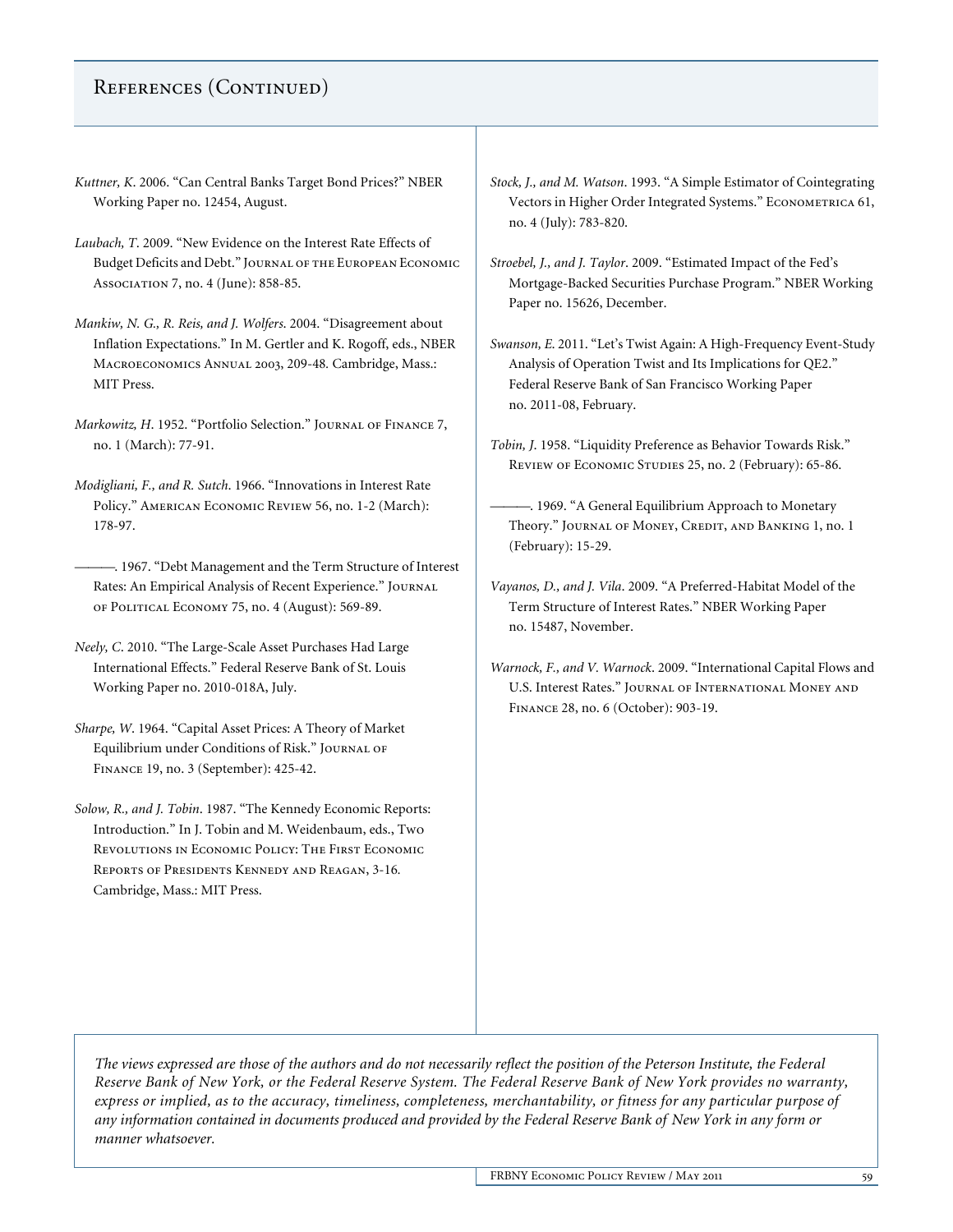## References (Continued)

*Kuttner, K.* 2006. "Can Central Banks Target Bond Prices?" NBER Working Paper no. 12454, August.

*Laubach, T.* 2009. "New Evidence on the Interest Rate Effects of Budget Deficits and Debt." Journal of the European Economic Association 7, no. 4 (June): 858-85.

*Mankiw, N. G., R. Reis, and J. Wolfers.* 2004. "Disagreement about Inflation Expectations." In M. Gertler and K. Rogoff, eds., NBER Macroeconomics Annual 2003, 209-48. Cambridge, Mass.: MIT Press.

*Markowitz, H.* 1952. "Portfolio Selection." Journal of Finance 7, no. 1 (March): 77-91.

*Modigliani, F., and R. Sutch.* 1966. "Innovations in Interest Rate Policy." American Economic Review 56, no. 1-2 (March): 178-97.

———. 1967. "Debt Management and the Term Structure of Interest Rates: An Empirical Analysis of Recent Experience." Journal of Political Economy 75, no. 4 (August): 569-89.

*Neely, C.* 2010. "The Large-Scale Asset Purchases Had Large International Effects." Federal Reserve Bank of St. Louis Working Paper no. 2010-018A, July.

*Sharpe, W.* 1964. "Capital Asset Prices: A Theory of Market Equilibrium under Conditions of Risk." Journal of Finance 19, no. 3 (September): 425-42.

*Solow, R., and J. Tobin.* 1987. "The Kennedy Economic Reports: Introduction." In J. Tobin and M. Weidenbaum, eds., Two Revolutions in Economic Policy: The First Economic Reports of Presidents Kennedy and Reagan, 3-16. Cambridge, Mass.: MIT Press.

*Stock, J., and M. Watson.* 1993. "A Simple Estimator of Cointegrating Vectors in Higher Order Integrated Systems." Econometrica 61, no. 4 (July): 783-820.

*Stroebel, J., and J. Taylor.* 2009. "Estimated Impact of the Fed's Mortgage-Backed Securities Purchase Program." NBER Working Paper no. 15626, December.

*Swanson, E.* 2011. "Let's Twist Again: A High-Frequency Event-Study Analysis of Operation Twist and Its Implications for QE2." Federal Reserve Bank of San Francisco Working Paper no. 2011-08, February.

*Tobin, J.* 1958. "Liquidity Preference as Behavior Towards Risk." Review of Economic Studies 25, no. 2 (February): 65-86.

———. 1969. "A General Equilibrium Approach to Monetary Theory." Journal of Money, Credit, and Banking 1, no. 1 (February): 15-29.

*Vayanos, D., and J. Vila.* 2009. "A Preferred-Habitat Model of the Term Structure of Interest Rates." NBER Working Paper no. 15487, November.

*Warnock, F., and V. Warnock.* 2009. "International Capital Flows and U.S. Interest Rates." Journal of International Money and Finance 28, no. 6 (October): 903-19.

*The views expressed are those of the authors and do not necessarily reflect the position of the Peterson Institute, the Federal Reserve Bank of New York, or the Federal Reserve System. The Federal Reserve Bank of New York provides no warranty, express or implied, as to the accuracy, timeliness, completeness, merchantability, or fitness for any particular purpose of any information contained in documents produced and provided by the Federal Reserve Bank of New York in any form or manner whatsoever.*